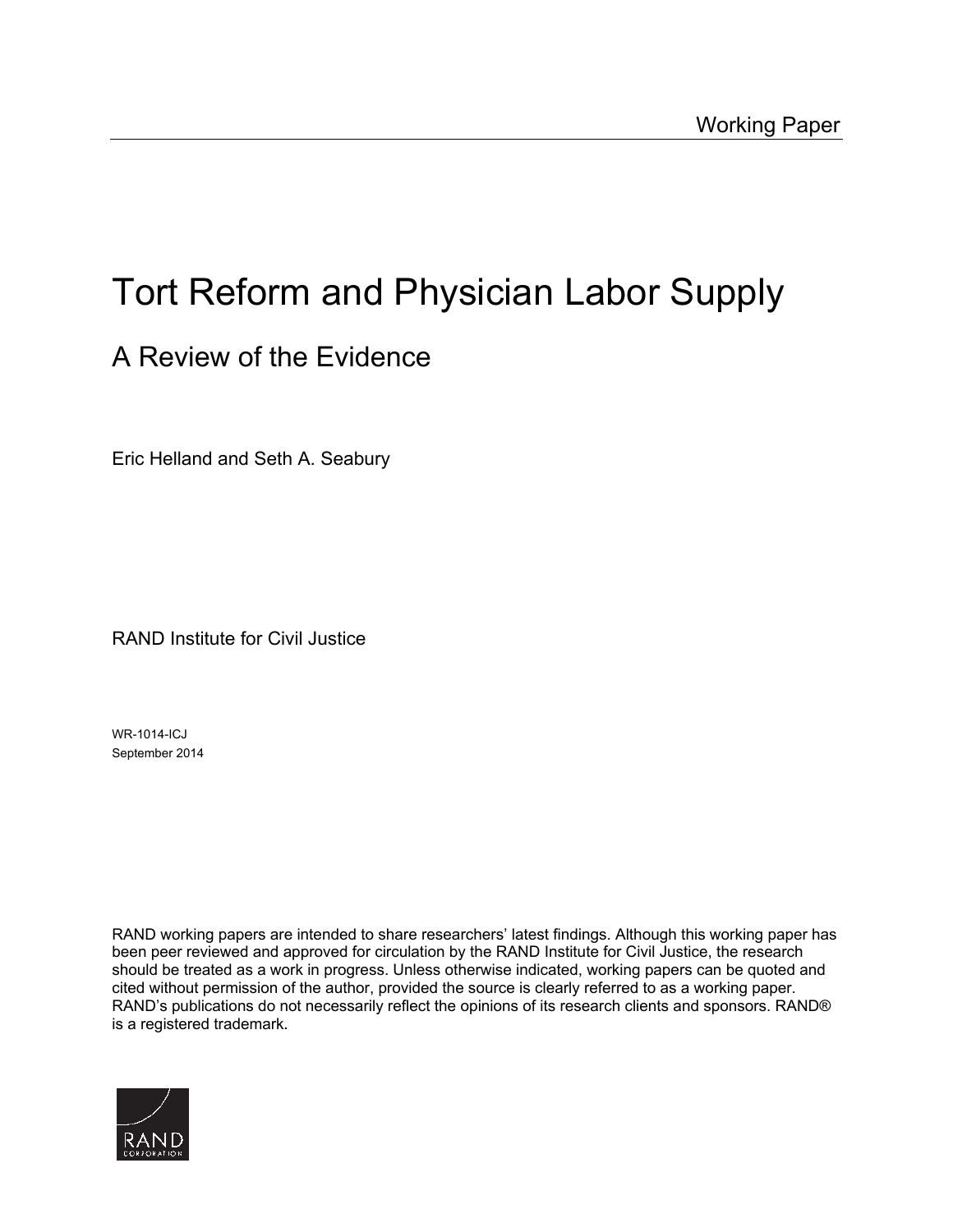Working Paper

# Tort Reform and Physician Labor Supply

## A Review of the Evidence

Eric Helland and Seth A. Seabury

RAND Institute for Civil Justice

WR-1014-ICJ
September 2014

RAND working papers are intended to share researchers' latest findings. Although this working paper has been peer reviewed and approved for circulation by the RAND Institute for Civil Justice, the research should be treated as a work in progress. Unless otherwise indicated, working papers can be quoted and cited without permission of the author, provided the source is clearly referred to as a working paper. RAND's publications do not necessarily reflect the opinions of its research clients and sponsors. RAND® is a registered trademark.

RAND CORPORATION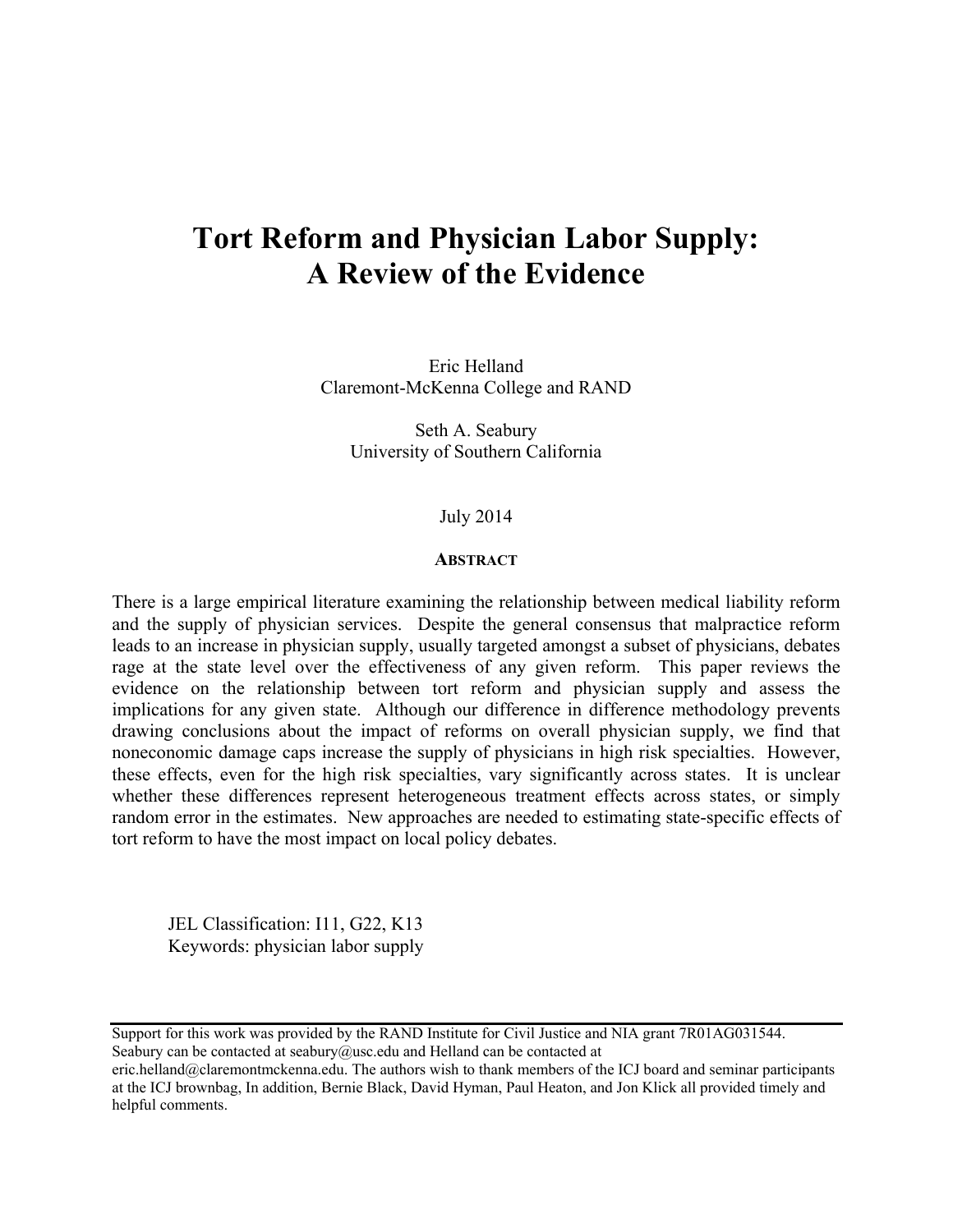# Tort Reform and Physician Labor Supply: A Review of the Evidence

Eric Helland
Claremont-McKenna College and RAND

Seth A. Seabury
University of Southern California

July 2014

**ABSTRACT**

There is a large empirical literature examining the relationship between medical liability reform and the supply of physician services. Despite the general consensus that malpractice reform leads to an increase in physician supply, usually targeted amongst a subset of physicians, debates rage at the state level over the effectiveness of any given reform. This paper reviews the evidence on the relationship between tort reform and physician supply and assess the implications for any given state. Although our difference in difference methodology prevents drawing conclusions about the impact of reforms on overall physician supply, we find that noneconomic damage caps increase the supply of physicians in high risk specialties. However, these effects, even for the high risk specialties, vary significantly across states. It is unclear whether these differences represent heterogeneous treatment effects across states, or simply random error in the estimates. New approaches are needed to estimating state-specific effects of tort reform to have the most impact on local policy debates.

JEL Classification: I11, G22, K13
Keywords: physician labor supply

Support for this work was provided by the RAND Institute for Civil Justice and NIA grant 7R01AG031544. Seabury can be contacted at seabury@usc.edu and Helland can be contacted at eric.helland@claremontmckenna.edu. The authors wish to thank members of the ICJ board and seminar participants at the ICJ brownbag, In addition, Bernie Black, David Hyman, Paul Heaton, and Jon Klick all provided timely and helpful comments.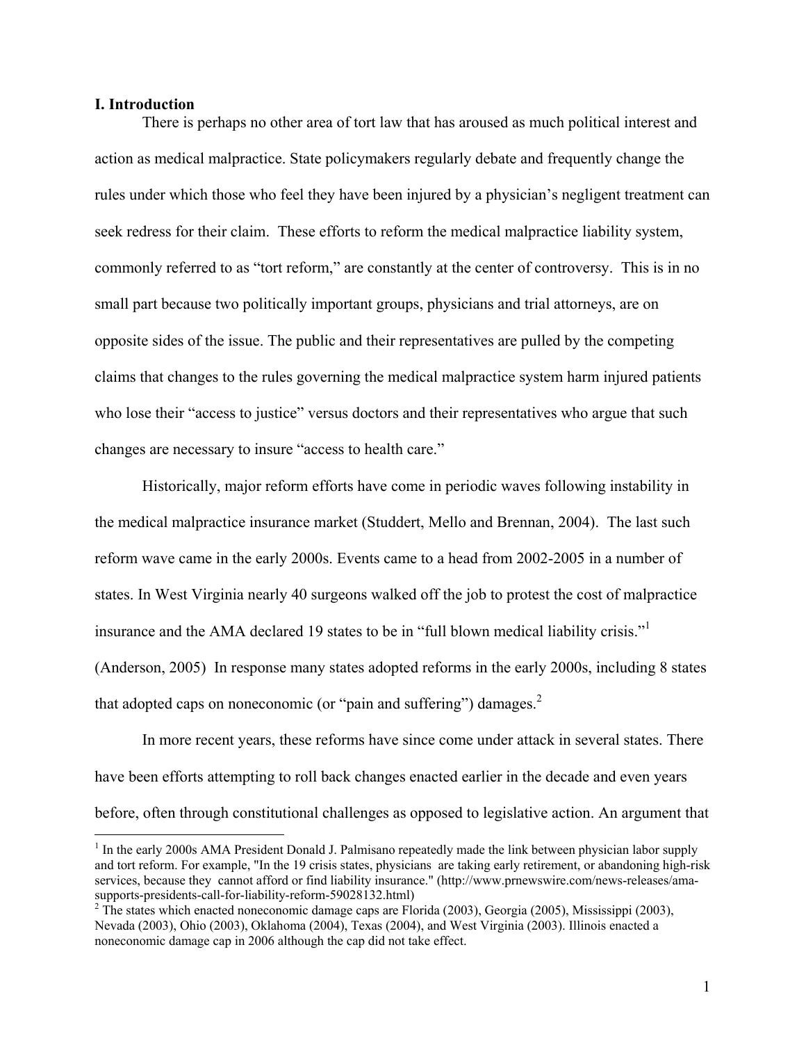## I. Introduction

There is perhaps no other area of tort law that has aroused as much political interest and action as medical malpractice. State policymakers regularly debate and frequently change the rules under which those who feel they have been injured by a physician's negligent treatment can seek redress for their claim. These efforts to reform the medical malpractice liability system, commonly referred to as "tort reform," are constantly at the center of controversy. This is in no small part because two politically important groups, physicians and trial attorneys, are on opposite sides of the issue. The public and their representatives are pulled by the competing claims that changes to the rules governing the medical malpractice system harm injured patients who lose their "access to justice" versus doctors and their representatives who argue that such changes are necessary to insure "access to health care."

Historically, major reform efforts have come in periodic waves following instability in the medical malpractice insurance market (Studdert, Mello and Brennan, 2004). The last such reform wave came in the early 2000s. Events came to a head from 2002-2005 in a number of states. In West Virginia nearly 40 surgeons walked off the job to protest the cost of malpractice insurance and the AMA declared 19 states to be in "full blown medical liability crisis."[1] (Anderson, 2005) In response many states adopted reforms in the early 2000s, including 8 states that adopted caps on noneconomic (or "pain and suffering") damages.[2]

In more recent years, these reforms have since come under attack in several states. There have been efforts attempting to roll back changes enacted earlier in the decade and even years before, often through constitutional challenges as opposed to legislative action. An argument that

[1] In the early 2000s AMA President Donald J. Palmisano repeatedly made the link between physician labor supply and tort reform. For example, "In the 19 crisis states, physicians are taking early retirement, or abandoning high-risk services, because they cannot afford or find liability insurance." (http://www.prnewswire.com/news-releases/ama-supports-presidents-call-for-liability-reform-59028132.html)

[2] The states which enacted noneconomic damage caps are Florida (2003), Georgia (2005), Mississippi (2003), Nevada (2003), Ohio (2003), Oklahoma (2004), Texas (2004), and West Virginia (2003). Illinois enacted a noneconomic damage cap in 2006 although the cap did not take effect.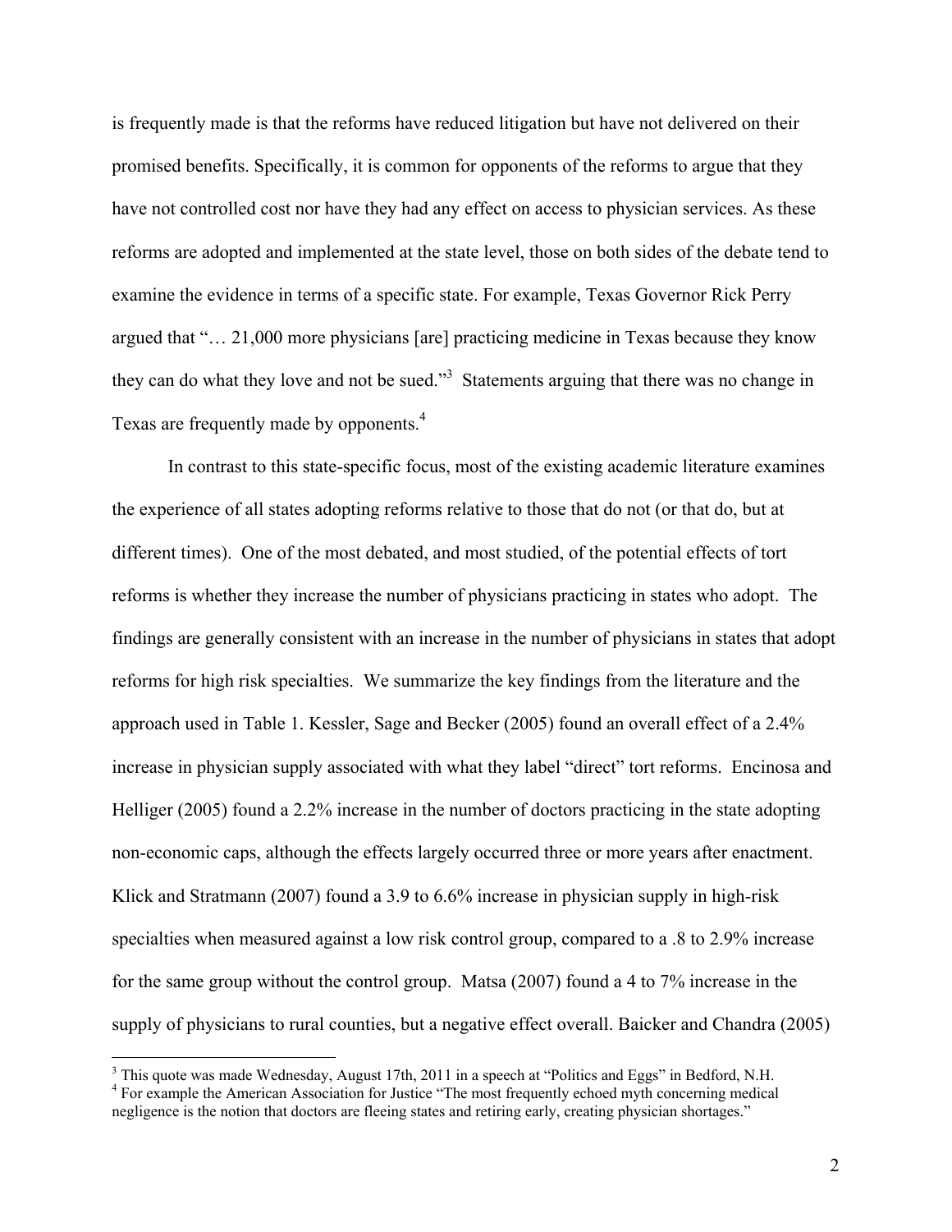is frequently made is that the reforms have reduced litigation but have not delivered on their promised benefits. Specifically, it is common for opponents of the reforms to argue that they have not controlled cost nor have they had any effect on access to physician services. As these reforms are adopted and implemented at the state level, those on both sides of the debate tend to examine the evidence in terms of a specific state. For example, Texas Governor Rick Perry argued that "… 21,000 more physicians [are] practicing medicine in Texas because they know they can do what they love and not be sued."[3] Statements arguing that there was no change in Texas are frequently made by opponents.[4]

In contrast to this state-specific focus, most of the existing academic literature examines the experience of all states adopting reforms relative to those that do not (or that do, but at different times). One of the most debated, and most studied, of the potential effects of tort reforms is whether they increase the number of physicians practicing in states who adopt. The findings are generally consistent with an increase in the number of physicians in states that adopt reforms for high risk specialties. We summarize the key findings from the literature and the approach used in Table 1. Kessler, Sage and Becker (2005) found an overall effect of a 2.4% increase in physician supply associated with what they label "direct" tort reforms. Encinosa and Helliger (2005) found a 2.2% increase in the number of doctors practicing in the state adopting non-economic caps, although the effects largely occurred three or more years after enactment. Klick and Stratmann (2007) found a 3.9 to 6.6% increase in physician supply in high-risk specialties when measured against a low risk control group, compared to a .8 to 2.9% increase for the same group without the control group. Matsa (2007) found a 4 to 7% increase in the supply of physicians to rural counties, but a negative effect overall. Baicker and Chandra (2005)

[3] This quote was made Wednesday, August 17th, 2011 in a speech at "Politics and Eggs" in Bedford, N.H.

[4] For example the American Association for Justice "The most frequently echoed myth concerning medical negligence is the notion that doctors are fleeing states and retiring early, creating physician shortages."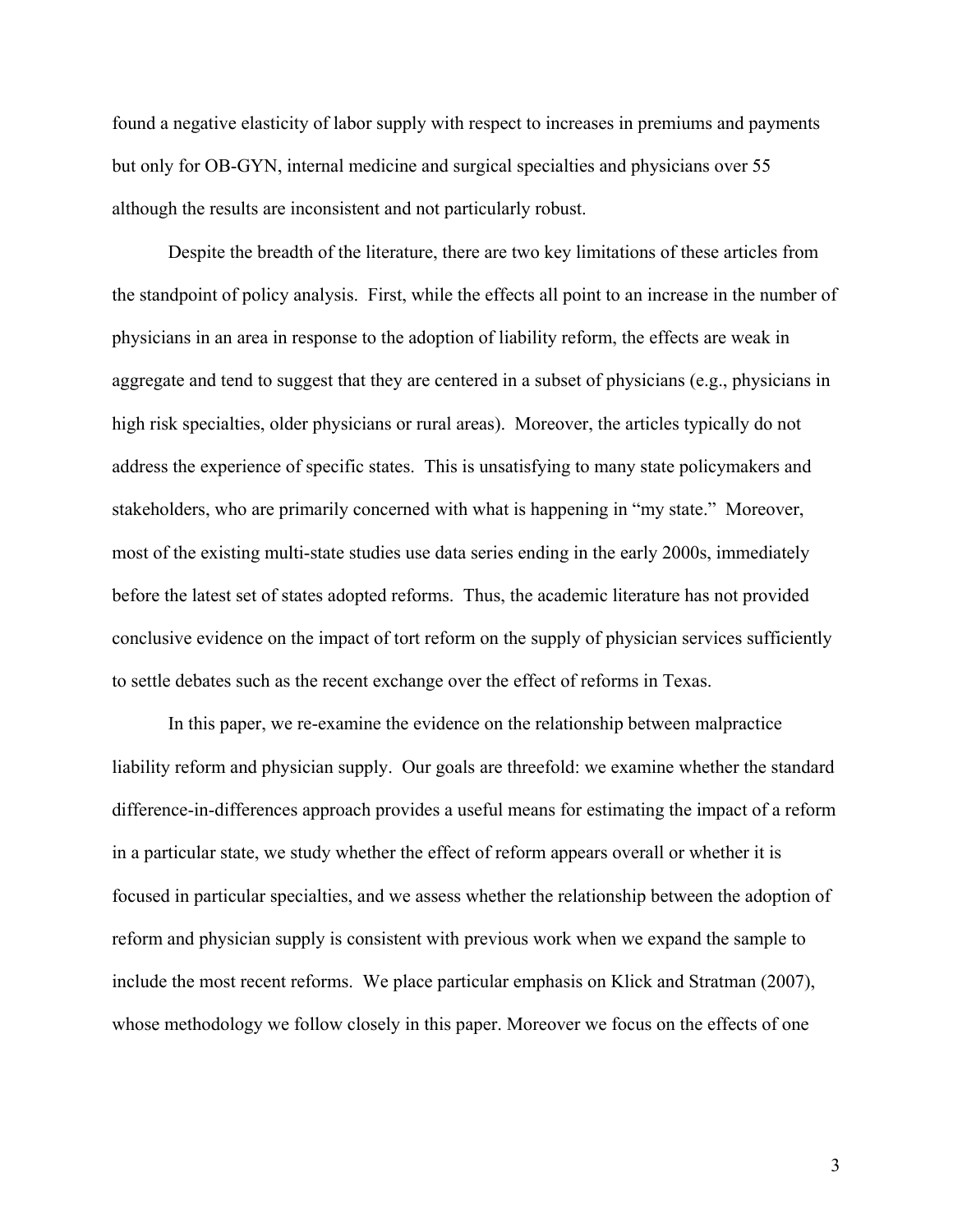found a negative elasticity of labor supply with respect to increases in premiums and payments but only for OB-GYN, internal medicine and surgical specialties and physicians over 55 although the results are inconsistent and not particularly robust.

Despite the breadth of the literature, there are two key limitations of these articles from the standpoint of policy analysis. First, while the effects all point to an increase in the number of physicians in an area in response to the adoption of liability reform, the effects are weak in aggregate and tend to suggest that they are centered in a subset of physicians (e.g., physicians in high risk specialties, older physicians or rural areas). Moreover, the articles typically do not address the experience of specific states. This is unsatisfying to many state policymakers and stakeholders, who are primarily concerned with what is happening in "my state." Moreover, most of the existing multi-state studies use data series ending in the early 2000s, immediately before the latest set of states adopted reforms. Thus, the academic literature has not provided conclusive evidence on the impact of tort reform on the supply of physician services sufficiently to settle debates such as the recent exchange over the effect of reforms in Texas.

In this paper, we re-examine the evidence on the relationship between malpractice liability reform and physician supply. Our goals are threefold: we examine whether the standard difference-in-differences approach provides a useful means for estimating the impact of a reform in a particular state, we study whether the effect of reform appears overall or whether it is focused in particular specialties, and we assess whether the relationship between the adoption of reform and physician supply is consistent with previous work when we expand the sample to include the most recent reforms. We place particular emphasis on Klick and Stratman (2007), whose methodology we follow closely in this paper. Moreover we focus on the effects of one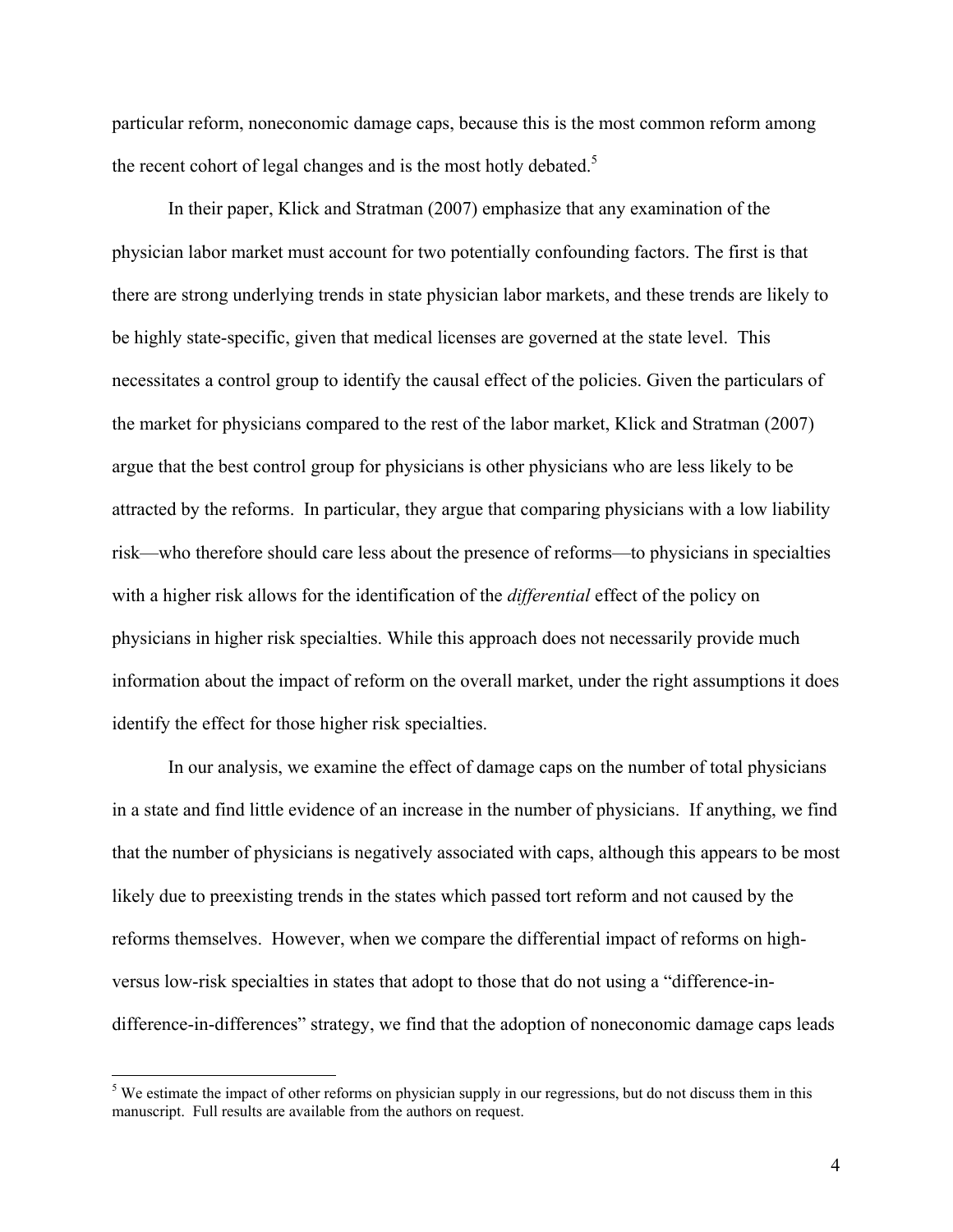particular reform, noneconomic damage caps, because this is the most common reform among the recent cohort of legal changes and is the most hotly debated.[5]

In their paper, Klick and Stratman (2007) emphasize that any examination of the physician labor market must account for two potentially confounding factors. The first is that there are strong underlying trends in state physician labor markets, and these trends are likely to be highly state-specific, given that medical licenses are governed at the state level. This necessitates a control group to identify the causal effect of the policies. Given the particulars of the market for physicians compared to the rest of the labor market, Klick and Stratman (2007) argue that the best control group for physicians is other physicians who are less likely to be attracted by the reforms. In particular, they argue that comparing physicians with a low liability risk—who therefore should care less about the presence of reforms—to physicians in specialties with a higher risk allows for the identification of the *differential* effect of the policy on physicians in higher risk specialties. While this approach does not necessarily provide much information about the impact of reform on the overall market, under the right assumptions it does identify the effect for those higher risk specialties.

In our analysis, we examine the effect of damage caps on the number of total physicians in a state and find little evidence of an increase in the number of physicians. If anything, we find that the number of physicians is negatively associated with caps, although this appears to be most likely due to preexisting trends in the states which passed tort reform and not caused by the reforms themselves. However, when we compare the differential impact of reforms on high- versus low-risk specialties in states that adopt to those that do not using a "difference-in-difference-in-differences" strategy, we find that the adoption of noneconomic damage caps leads

[5] We estimate the impact of other reforms on physician supply in our regressions, but do not discuss them in this manuscript. Full results are available from the authors on request.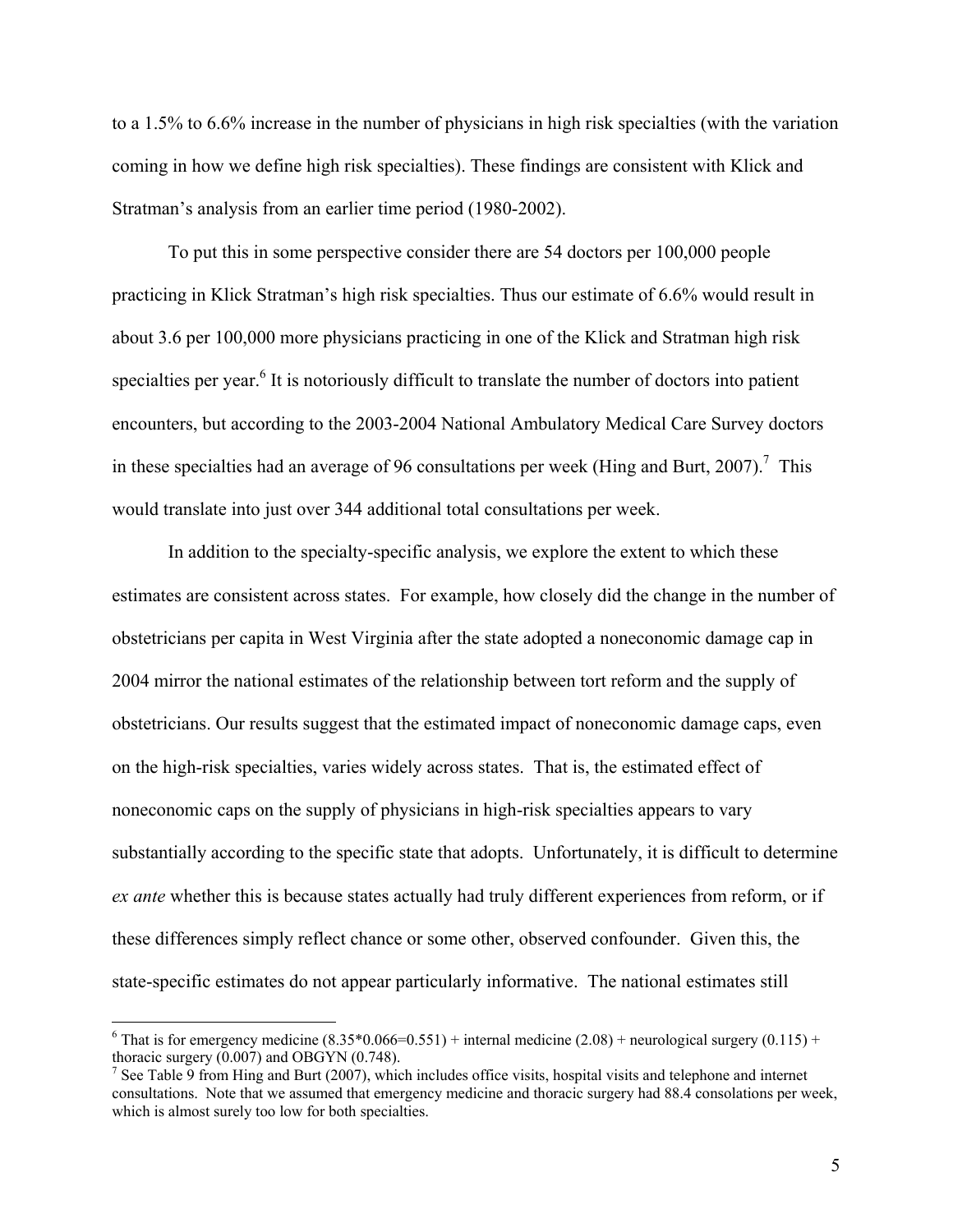to a 1.5% to 6.6% increase in the number of physicians in high risk specialties (with the variation coming in how we define high risk specialties). These findings are consistent with Klick and Stratman's analysis from an earlier time period (1980-2002).

To put this in some perspective consider there are 54 doctors per 100,000 people practicing in Klick Stratman's high risk specialties. Thus our estimate of 6.6% would result in about 3.6 per 100,000 more physicians practicing in one of the Klick and Stratman high risk specialties per year.[6] It is notoriously difficult to translate the number of doctors into patient encounters, but according to the 2003-2004 National Ambulatory Medical Care Survey doctors in these specialties had an average of 96 consultations per week (Hing and Burt, 2007).[7] This would translate into just over 344 additional total consultations per week.

In addition to the specialty-specific analysis, we explore the extent to which these estimates are consistent across states. For example, how closely did the change in the number of obstetricians per capita in West Virginia after the state adopted a noneconomic damage cap in 2004 mirror the national estimates of the relationship between tort reform and the supply of obstetricians. Our results suggest that the estimated impact of noneconomic damage caps, even on the high-risk specialties, varies widely across states. That is, the estimated effect of noneconomic caps on the supply of physicians in high-risk specialties appears to vary substantially according to the specific state that adopts. Unfortunately, it is difficult to determine *ex ante* whether this is because states actually had truly different experiences from reform, or if these differences simply reflect chance or some other, observed confounder. Given this, the state-specific estimates do not appear particularly informative. The national estimates still

---

[6] That is for emergency medicine (8.35*0.066=0.551) + internal medicine (2.08) + neurological surgery (0.115) + thoracic surgery (0.007) and OBGYN (0.748).

[7] See Table 9 from Hing and Burt (2007), which includes office visits, hospital visits and telephone and internet consultations. Note that we assumed that emergency medicine and thoracic surgery had 88.4 consolations per week, which is almost surely too low for both specialties.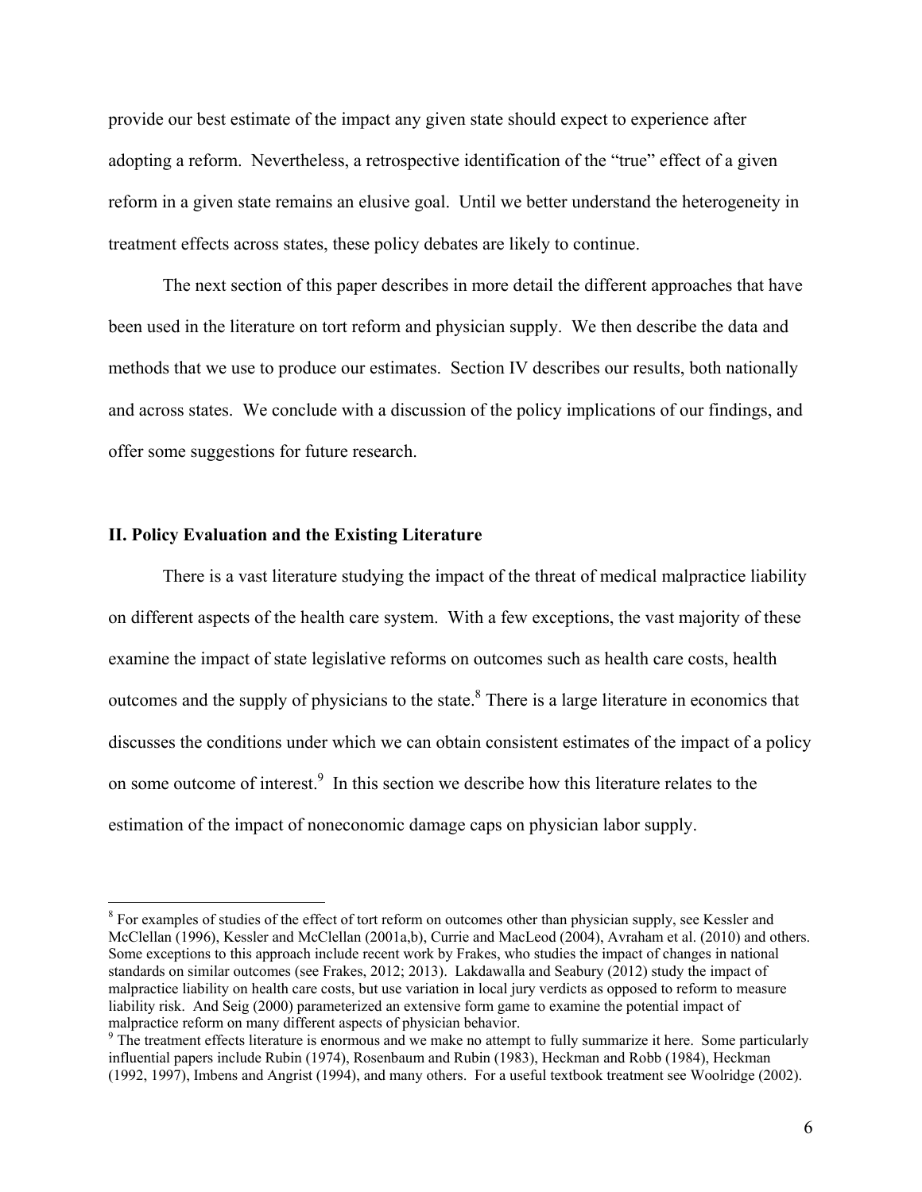provide our best estimate of the impact any given state should expect to experience after adopting a reform. Nevertheless, a retrospective identification of the "true" effect of a given reform in a given state remains an elusive goal. Until we better understand the heterogeneity in treatment effects across states, these policy debates are likely to continue.

The next section of this paper describes in more detail the different approaches that have been used in the literature on tort reform and physician supply. We then describe the data and methods that we use to produce our estimates. Section IV describes our results, both nationally and across states. We conclude with a discussion of the policy implications of our findings, and offer some suggestions for future research.

## II. Policy Evaluation and the Existing Literature

There is a vast literature studying the impact of the threat of medical malpractice liability on different aspects of the health care system. With a few exceptions, the vast majority of these examine the impact of state legislative reforms on outcomes such as health care costs, health outcomes and the supply of physicians to the state.[8] There is a large literature in economics that discusses the conditions under which we can obtain consistent estimates of the impact of a policy on some outcome of interest.[9] In this section we describe how this literature relates to the estimation of the impact of noneconomic damage caps on physician labor supply.

---

[8] For examples of studies of the effect of tort reform on outcomes other than physician supply, see Kessler and McClellan (1996), Kessler and McClellan (2001a,b), Currie and MacLeod (2004), Avraham et al. (2010) and others. Some exceptions to this approach include recent work by Frakes, who studies the impact of changes in national standards on similar outcomes (see Frakes, 2012; 2013). Lakdawalla and Seabury (2012) study the impact of malpractice liability on health care costs, but use variation in local jury verdicts as opposed to reform to measure liability risk. And Seig (2000) parameterized an extensive form game to examine the potential impact of malpractice reform on many different aspects of physician behavior.

[9] The treatment effects literature is enormous and we make no attempt to fully summarize it here. Some particularly influential papers include Rubin (1974), Rosenbaum and Rubin (1983), Heckman and Robb (1984), Heckman (1992, 1997), Imbens and Angrist (1994), and many others. For a useful textbook treatment see Woolridge (2002).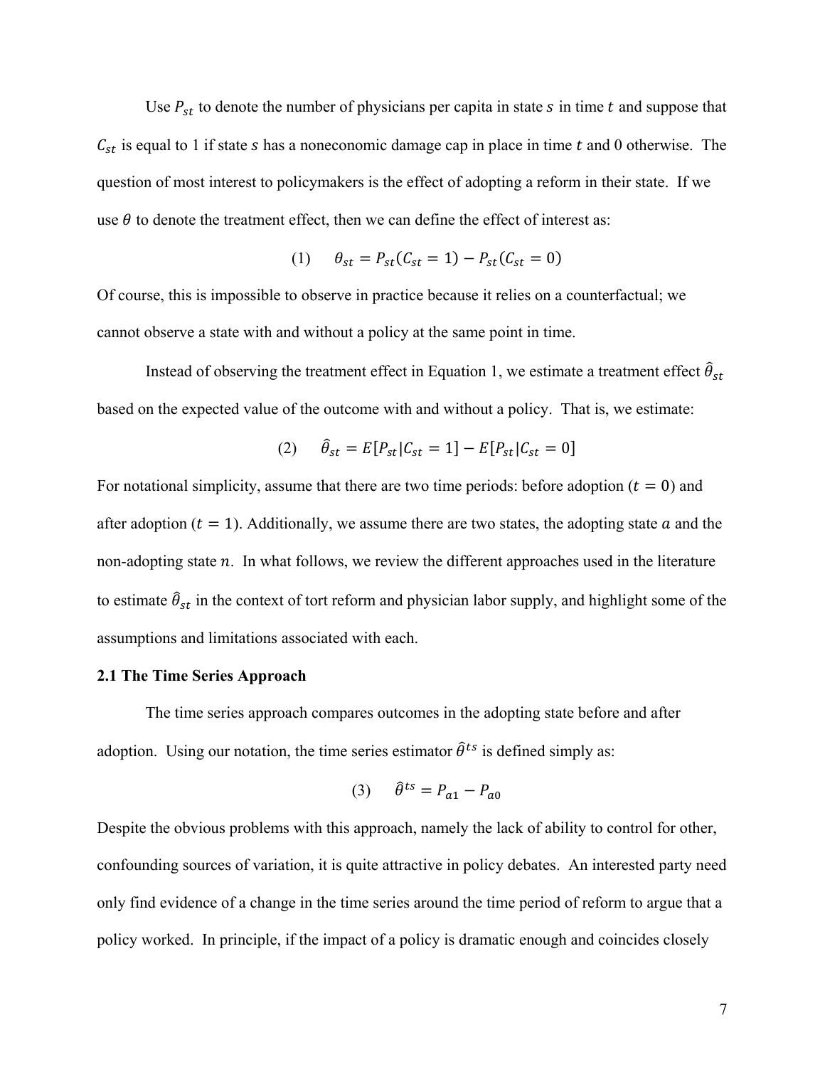Use $P_{st}$ to denote the number of physicians per capita in state $s$ in time $t$ and suppose that $C_{st}$ is equal to 1 if state $s$ has a noneconomic damage cap in place in time $t$ and 0 otherwise. The question of most interest to policymakers is the effect of adopting a reform in their state. If we use $\theta$ to denote the treatment effect, then we can define the effect of interest as:

$$(1) \qquad \theta_{st} = P_{st}(C_{st} = 1) - P_{st}(C_{st} = 0)$$

Of course, this is impossible to observe in practice because it relies on a counterfactual; we cannot observe a state with and without a policy at the same point in time.

Instead of observing the treatment effect in Equation 1, we estimate a treatment effect $\hat{\theta}_{st}$ based on the expected value of the outcome with and without a policy. That is, we estimate:

$$(2) \qquad \hat{\theta}_{st} = E[P_{st}|C_{st} = 1] - E[P_{st}|C_{st} = 0]$$

For notational simplicity, assume that there are two time periods: before adoption ($t = 0$) and after adoption ($t = 1$). Additionally, we assume there are two states, the adopting state $a$ and the non-adopting state $n$. In what follows, we review the different approaches used in the literature to estimate $\hat{\theta}_{st}$ in the context of tort reform and physician labor supply, and highlight some of the assumptions and limitations associated with each.

### 2.1 The Time Series Approach

The time series approach compares outcomes in the adopting state before and after adoption. Using our notation, the time series estimator $\hat{\theta}^{ts}$ is defined simply as:

$$(3) \qquad \hat{\theta}^{ts} = P_{a1} - P_{a0}$$

Despite the obvious problems with this approach, namely the lack of ability to control for other, confounding sources of variation, it is quite attractive in policy debates. An interested party need only find evidence of a change in the time series around the time period of reform to argue that a policy worked. In principle, if the impact of a policy is dramatic enough and coincides closely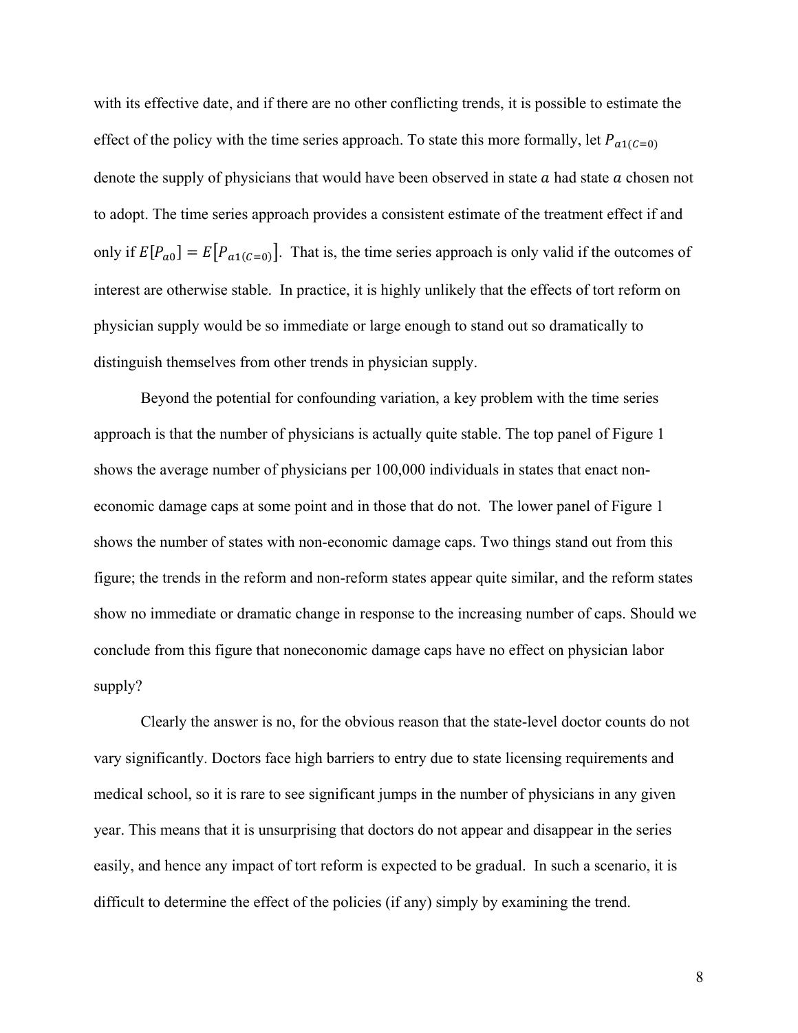with its effective date, and if there are no other conflicting trends, it is possible to estimate the effect of the policy with the time series approach. To state this more formally, let $P_{a1(C=0)}$ denote the supply of physicians that would have been observed in state $a$ had state $a$ chosen not to adopt. The time series approach provides a consistent estimate of the treatment effect if and only if $E[P_{a0}] = E[P_{a1(C=0)}]$. That is, the time series approach is only valid if the outcomes of interest are otherwise stable. In practice, it is highly unlikely that the effects of tort reform on physician supply would be so immediate or large enough to stand out so dramatically to distinguish themselves from other trends in physician supply.

Beyond the potential for confounding variation, a key problem with the time series approach is that the number of physicians is actually quite stable. The top panel of Figure 1 shows the average number of physicians per 100,000 individuals in states that enact non-economic damage caps at some point and in those that do not. The lower panel of Figure 1 shows the number of states with non-economic damage caps. Two things stand out from this figure; the trends in the reform and non-reform states appear quite similar, and the reform states show no immediate or dramatic change in response to the increasing number of caps. Should we conclude from this figure that noneconomic damage caps have no effect on physician labor supply?

Clearly the answer is no, for the obvious reason that the state-level doctor counts do not vary significantly. Doctors face high barriers to entry due to state licensing requirements and medical school, so it is rare to see significant jumps in the number of physicians in any given year. This means that it is unsurprising that doctors do not appear and disappear in the series easily, and hence any impact of tort reform is expected to be gradual. In such a scenario, it is difficult to determine the effect of the policies (if any) simply by examining the trend.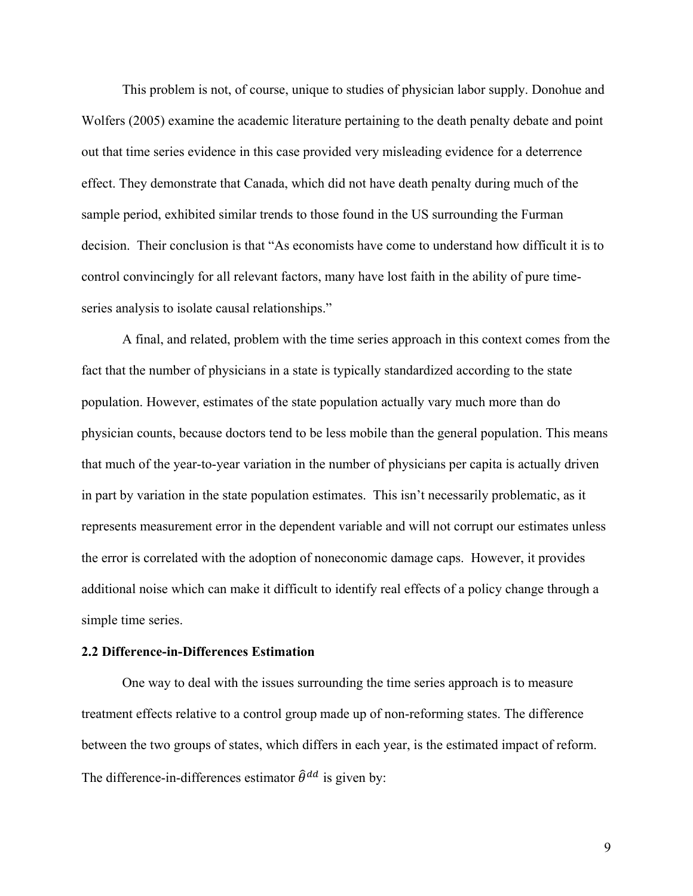This problem is not, of course, unique to studies of physician labor supply. Donohue and Wolfers (2005) examine the academic literature pertaining to the death penalty debate and point out that time series evidence in this case provided very misleading evidence for a deterrence effect. They demonstrate that Canada, which did not have death penalty during much of the sample period, exhibited similar trends to those found in the US surrounding the Furman decision. Their conclusion is that "As economists have come to understand how difficult it is to control convincingly for all relevant factors, many have lost faith in the ability of pure time-series analysis to isolate causal relationships."

A final, and related, problem with the time series approach in this context comes from the fact that the number of physicians in a state is typically standardized according to the state population. However, estimates of the state population actually vary much more than do physician counts, because doctors tend to be less mobile than the general population. This means that much of the year-to-year variation in the number of physicians per capita is actually driven in part by variation in the state population estimates. This isn't necessarily problematic, as it represents measurement error in the dependent variable and will not corrupt our estimates unless the error is correlated with the adoption of noneconomic damage caps. However, it provides additional noise which can make it difficult to identify real effects of a policy change through a simple time series.

### 2.2 Difference-in-Differences Estimation

One way to deal with the issues surrounding the time series approach is to measure treatment effects relative to a control group made up of non-reforming states. The difference between the two groups of states, which differs in each year, is the estimated impact of reform. The difference-in-differences estimator $\hat{\theta}^{dd}$ is given by: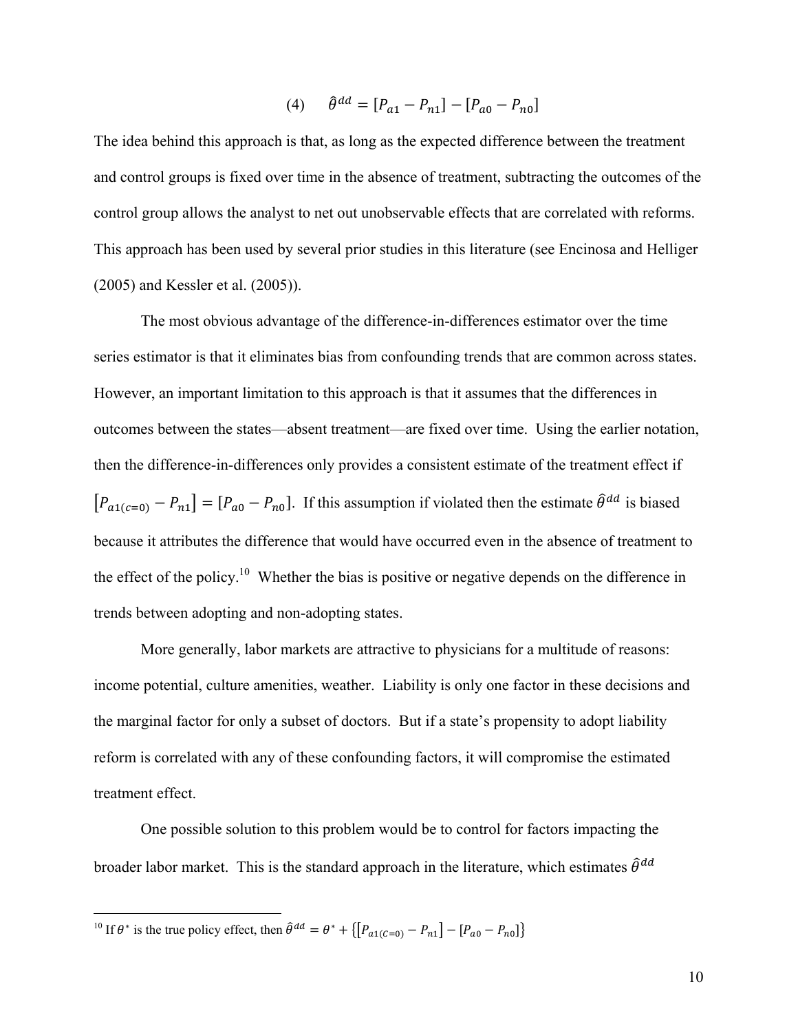$$(4) \qquad \hat{\theta}^{dd} = [P_{a1} - P_{n1}] - [P_{a0} - P_{n0}]$$

The idea behind this approach is that, as long as the expected difference between the treatment and control groups is fixed over time in the absence of treatment, subtracting the outcomes of the control group allows the analyst to net out unobservable effects that are correlated with reforms. This approach has been used by several prior studies in this literature (see Encinosa and Helliger (2005) and Kessler et al. (2005)).

The most obvious advantage of the difference-in-differences estimator over the time series estimator is that it eliminates bias from confounding trends that are common across states. However, an important limitation to this approach is that it assumes that the differences in outcomes between the states—absent treatment—are fixed over time. Using the earlier notation, then the difference-in-differences only provides a consistent estimate of the treatment effect if $[P_{a1(c=0)} - P_{n1}] = [P_{a0} - P_{n0}]$. If this assumption if violated then the estimate $\hat{\theta}^{dd}$ is biased because it attributes the difference that would have occurred even in the absence of treatment to the effect of the policy.[10] Whether the bias is positive or negative depends on the difference in trends between adopting and non-adopting states.

More generally, labor markets are attractive to physicians for a multitude of reasons: income potential, culture amenities, weather. Liability is only one factor in these decisions and the marginal factor for only a subset of doctors. But if a state's propensity to adopt liability reform is correlated with any of these confounding factors, it will compromise the estimated treatment effect.

One possible solution to this problem would be to control for factors impacting the broader labor market. This is the standard approach in the literature, which estimates $\hat{\theta}^{dd}$

---

[10] If $\theta^{*}$ is the true policy effect, then $\hat{\theta}^{dd} = \theta^{*} + \{[P_{a1(C=0)} - P_{n1}] - [P_{a0} - P_{n0}]\}$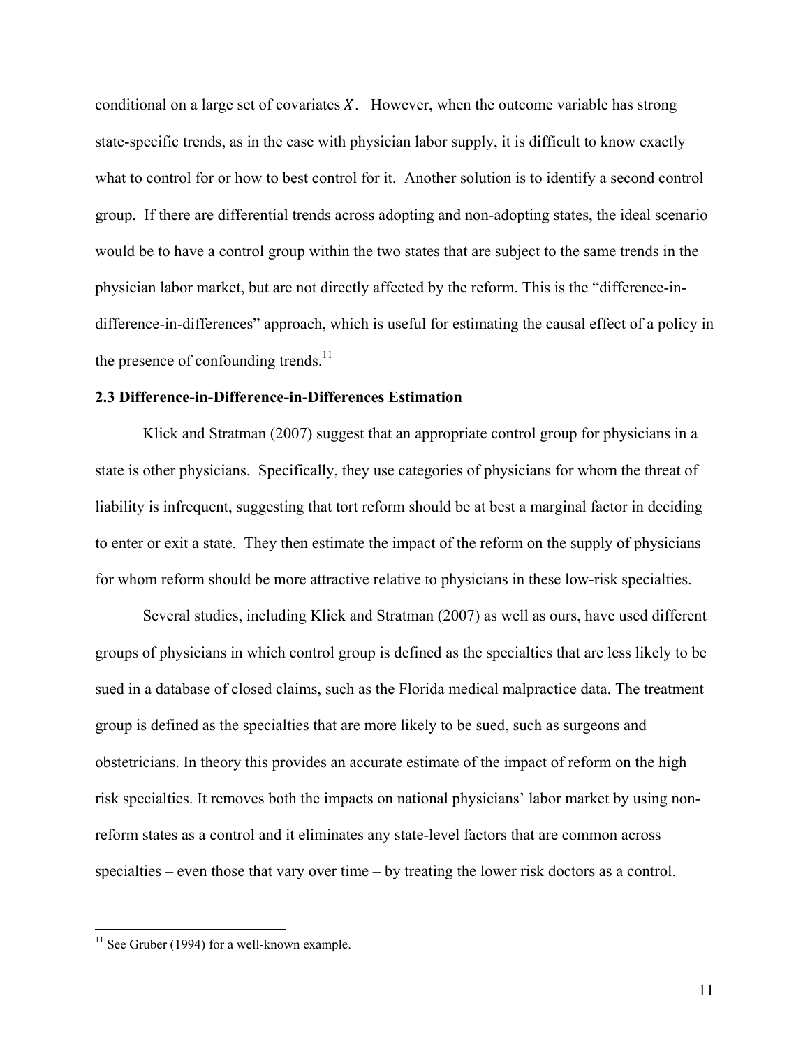conditional on a large set of covariates $X$. However, when the outcome variable has strong state-specific trends, as in the case with physician labor supply, it is difficult to know exactly what to control for or how to best control for it. Another solution is to identify a second control group. If there are differential trends across adopting and non-adopting states, the ideal scenario would be to have a control group within the two states that are subject to the same trends in the physician labor market, but are not directly affected by the reform. This is the "difference-in-difference-in-differences" approach, which is useful for estimating the causal effect of a policy in the presence of confounding trends.[11]

### 2.3 Difference-in-Difference-in-Differences Estimation

Klick and Stratman (2007) suggest that an appropriate control group for physicians in a state is other physicians. Specifically, they use categories of physicians for whom the threat of liability is infrequent, suggesting that tort reform should be at best a marginal factor in deciding to enter or exit a state. They then estimate the impact of the reform on the supply of physicians for whom reform should be more attractive relative to physicians in these low-risk specialties.

Several studies, including Klick and Stratman (2007) as well as ours, have used different groups of physicians in which control group is defined as the specialties that are less likely to be sued in a database of closed claims, such as the Florida medical malpractice data. The treatment group is defined as the specialties that are more likely to be sued, such as surgeons and obstetricians. In theory this provides an accurate estimate of the impact of reform on the high risk specialties. It removes both the impacts on national physicians' labor market by using non-reform states as a control and it eliminates any state-level factors that are common across specialties – even those that vary over time – by treating the lower risk doctors as a control.

---

[11] See Gruber (1994) for a well-known example.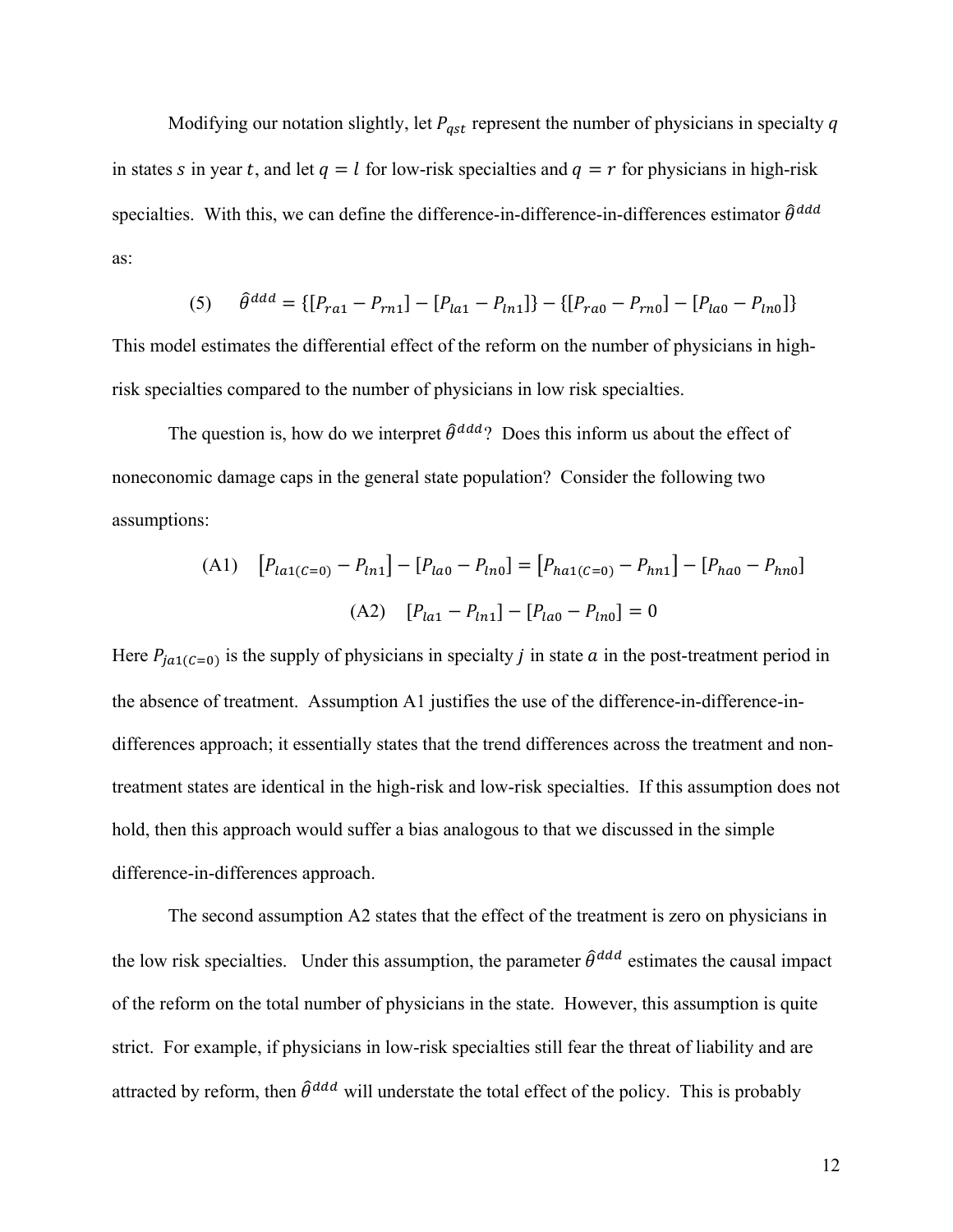Modifying our notation slightly, let $P_{qst}$ represent the number of physicians in specialty $q$ in states $s$ in year $t$, and let $q = l$ for low-risk specialties and $q = r$ for physicians in high-risk specialties. With this, we can define the difference-in-difference-in-differences estimator $\hat{\theta}^{ddd}$ as:

$$(5) \quad \hat{\theta}^{ddd} = \{[P_{ra1} - P_{rn1}] - [P_{la1} - P_{ln1}]\} - \{[P_{ra0} - P_{rn0}] - [P_{la0} - P_{ln0}]\}$$

This model estimates the differential effect of the reform on the number of physicians in high-risk specialties compared to the number of physicians in low risk specialties.

The question is, how do we interpret $\hat{\theta}^{ddd}$? Does this inform us about the effect of noneconomic damage caps in the general state population? Consider the following two assumptions:

$$(\text{A1}) \quad [P_{la1(C=0)} - P_{ln1}] - [P_{la0} - P_{ln0}] = [P_{ha1(C=0)} - P_{hn1}] - [P_{ha0} - P_{hn0}]$$

$$(\text{A2}) \quad [P_{la1} - P_{ln1}] - [P_{la0} - P_{ln0}] = 0$$

Here $P_{ja1(C=0)}$ is the supply of physicians in specialty $j$ in state $a$ in the post-treatment period in the absence of treatment. Assumption A1 justifies the use of the difference-in-difference-in-differences approach; it essentially states that the trend differences across the treatment and non-treatment states are identical in the high-risk and low-risk specialties. If this assumption does not hold, then this approach would suffer a bias analogous to that we discussed in the simple difference-in-differences approach.

The second assumption A2 states that the effect of the treatment is zero on physicians in the low risk specialties. Under this assumption, the parameter $\hat{\theta}^{ddd}$ estimates the causal impact of the reform on the total number of physicians in the state. However, this assumption is quite strict. For example, if physicians in low-risk specialties still fear the threat of liability and are attracted by reform, then $\hat{\theta}^{ddd}$ will understate the total effect of the policy. This is probably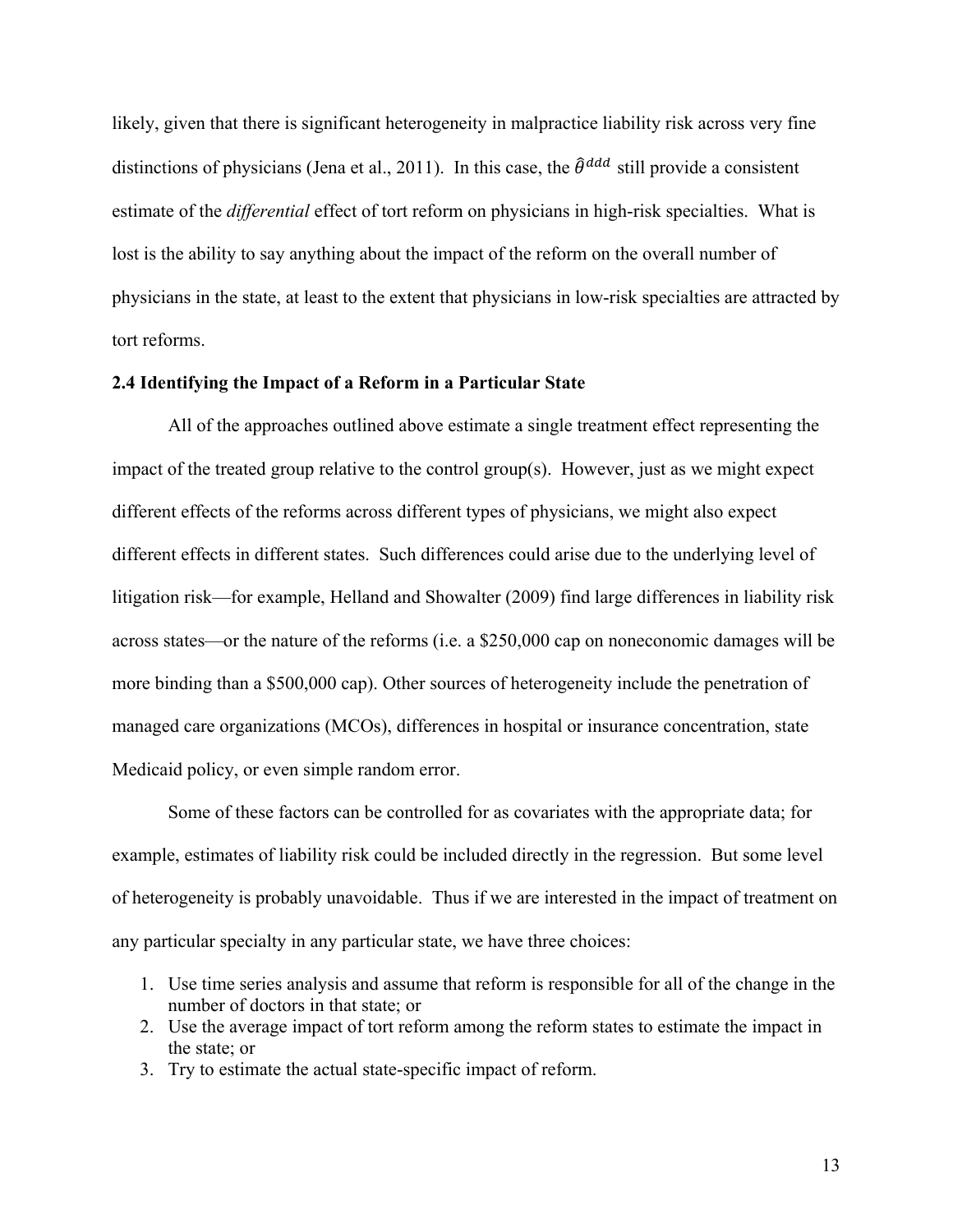likely, given that there is significant heterogeneity in malpractice liability risk across very fine distinctions of physicians (Jena et al., 2011). In this case, the $\hat{\theta}^{ddd}$ still provide a consistent estimate of the *differential* effect of tort reform on physicians in high-risk specialties. What is lost is the ability to say anything about the impact of the reform on the overall number of physicians in the state, at least to the extent that physicians in low-risk specialties are attracted by tort reforms.

### 2.4 Identifying the Impact of a Reform in a Particular State

All of the approaches outlined above estimate a single treatment effect representing the impact of the treated group relative to the control group(s). However, just as we might expect different effects of the reforms across different types of physicians, we might also expect different effects in different states. Such differences could arise due to the underlying level of litigation risk—for example, Helland and Showalter (2009) find large differences in liability risk across states—or the nature of the reforms (i.e. a $250,000 cap on noneconomic damages will be more binding than a $500,000 cap). Other sources of heterogeneity include the penetration of managed care organizations (MCOs), differences in hospital or insurance concentration, state Medicaid policy, or even simple random error.

Some of these factors can be controlled for as covariates with the appropriate data; for example, estimates of liability risk could be included directly in the regression. But some level of heterogeneity is probably unavoidable. Thus if we are interested in the impact of treatment on any particular specialty in any particular state, we have three choices:

1. Use time series analysis and assume that reform is responsible for all of the change in the number of doctors in that state; or
2. Use the average impact of tort reform among the reform states to estimate the impact in the state; or
3. Try to estimate the actual state-specific impact of reform.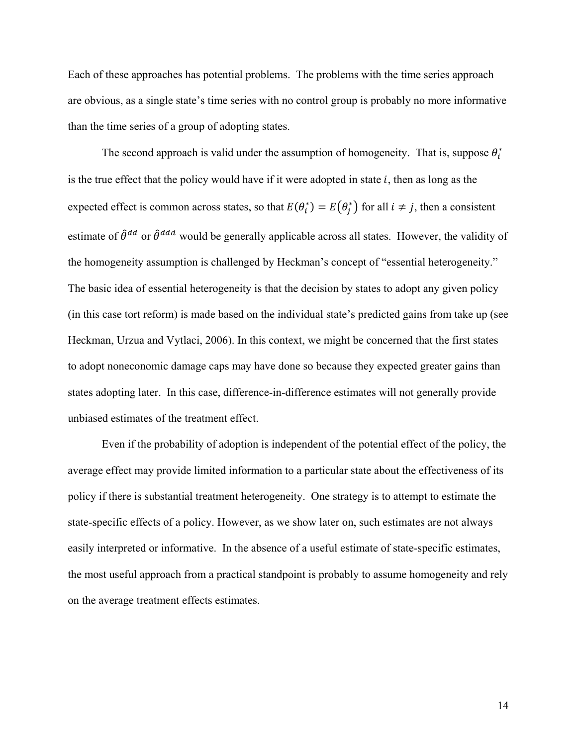Each of these approaches has potential problems. The problems with the time series approach are obvious, as a single state's time series with no control group is probably no more informative than the time series of a group of adopting states.

The second approach is valid under the assumption of homogeneity. That is, suppose $\theta_i^*$ is the true effect that the policy would have if it were adopted in state $i$, then as long as the expected effect is common across states, so that $E(\theta_i^*) = E(\theta_j^*)$ for all $i \neq j$, then a consistent estimate of $\hat{\theta}^{dd}$ or $\hat{\theta}^{ddd}$ would be generally applicable across all states. However, the validity of the homogeneity assumption is challenged by Heckman's concept of "essential heterogeneity." The basic idea of essential heterogeneity is that the decision by states to adopt any given policy (in this case tort reform) is made based on the individual state's predicted gains from take up (see Heckman, Urzua and Vytlaci, 2006). In this context, we might be concerned that the first states to adopt noneconomic damage caps may have done so because they expected greater gains than states adopting later. In this case, difference-in-difference estimates will not generally provide unbiased estimates of the treatment effect.

Even if the probability of adoption is independent of the potential effect of the policy, the average effect may provide limited information to a particular state about the effectiveness of its policy if there is substantial treatment heterogeneity. One strategy is to attempt to estimate the state-specific effects of a policy. However, as we show later on, such estimates are not always easily interpreted or informative. In the absence of a useful estimate of state-specific estimates, the most useful approach from a practical standpoint is probably to assume homogeneity and rely on the average treatment effects estimates.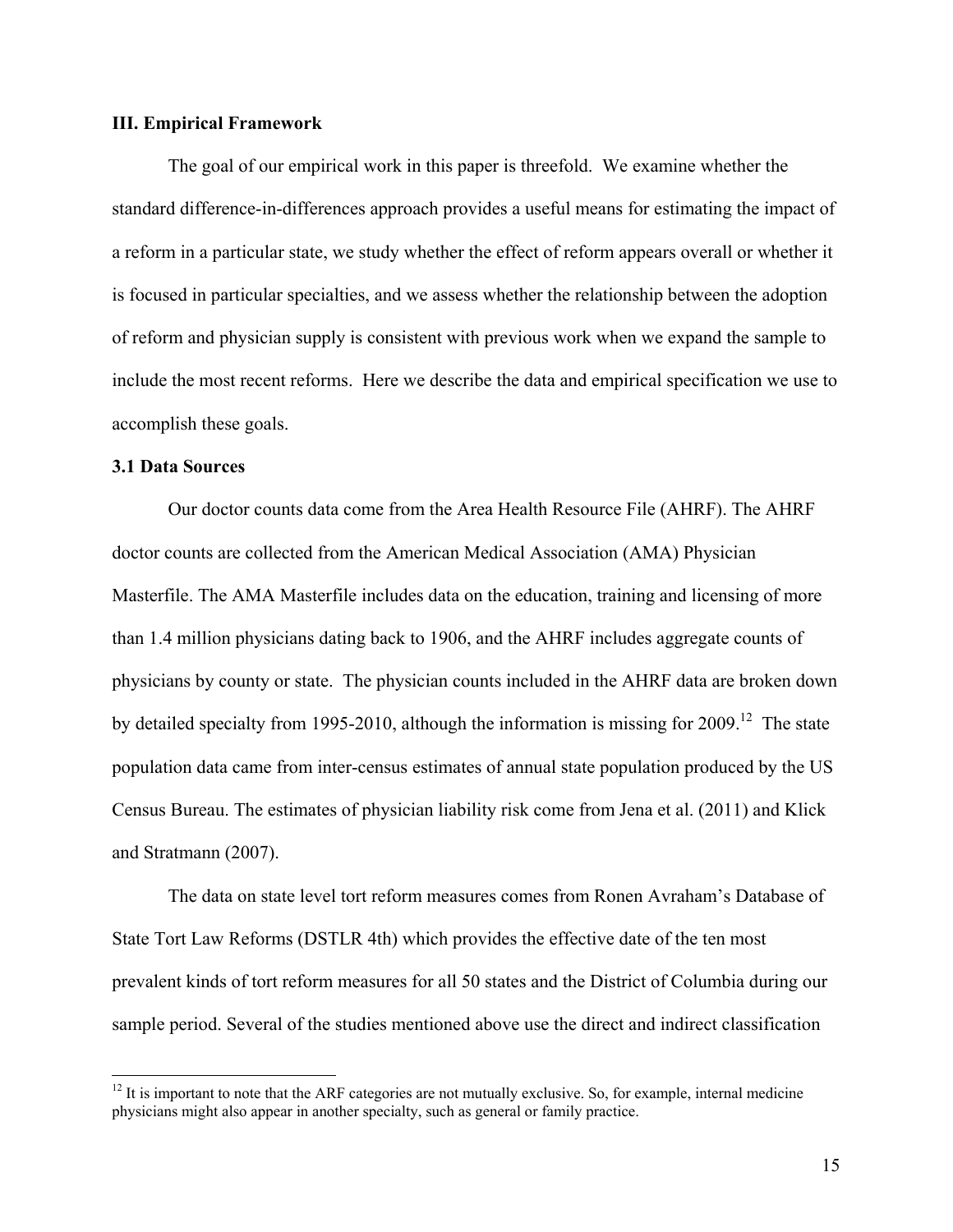## III. Empirical Framework

The goal of our empirical work in this paper is threefold. We examine whether the standard difference-in-differences approach provides a useful means for estimating the impact of a reform in a particular state, we study whether the effect of reform appears overall or whether it is focused in particular specialties, and we assess whether the relationship between the adoption of reform and physician supply is consistent with previous work when we expand the sample to include the most recent reforms. Here we describe the data and empirical specification we use to accomplish these goals.

### 3.1 Data Sources

Our doctor counts data come from the Area Health Resource File (AHRF). The AHRF doctor counts are collected from the American Medical Association (AMA) Physician Masterfile. The AMA Masterfile includes data on the education, training and licensing of more than 1.4 million physicians dating back to 1906, and the AHRF includes aggregate counts of physicians by county or state. The physician counts included in the AHRF data are broken down by detailed specialty from 1995-2010, although the information is missing for 2009.[12] The state population data came from inter-census estimates of annual state population produced by the US Census Bureau. The estimates of physician liability risk come from Jena et al. (2011) and Klick and Stratmann (2007).

The data on state level tort reform measures comes from Ronen Avraham's Database of State Tort Law Reforms (DSTLR 4th) which provides the effective date of the ten most prevalent kinds of tort reform measures for all 50 states and the District of Columbia during our sample period. Several of the studies mentioned above use the direct and indirect classification

[12] It is important to note that the ARF categories are not mutually exclusive. So, for example, internal medicine physicians might also appear in another specialty, such as general or family practice.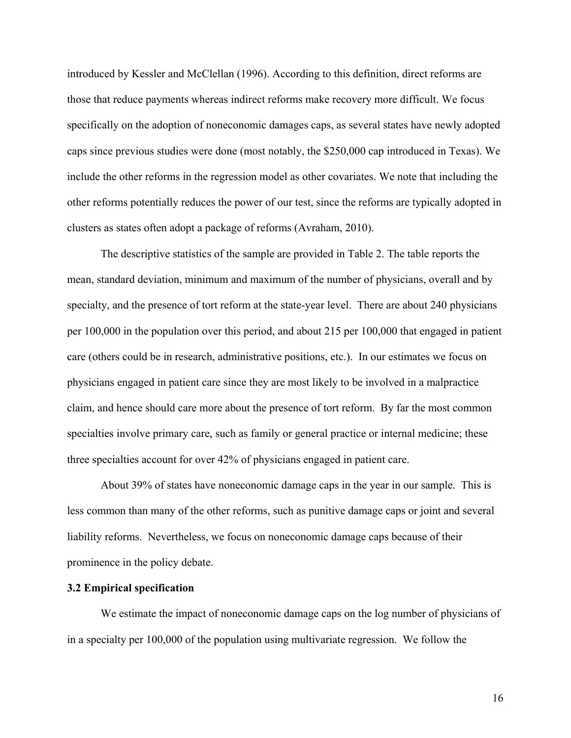introduced by Kessler and McClellan (1996). According to this definition, direct reforms are those that reduce payments whereas indirect reforms make recovery more difficult. We focus specifically on the adoption of noneconomic damages caps, as several states have newly adopted caps since previous studies were done (most notably, the $250,000 cap introduced in Texas). We include the other reforms in the regression model as other covariates. We note that including the other reforms potentially reduces the power of our test, since the reforms are typically adopted in clusters as states often adopt a package of reforms (Avraham, 2010).

The descriptive statistics of the sample are provided in Table 2. The table reports the mean, standard deviation, minimum and maximum of the number of physicians, overall and by specialty, and the presence of tort reform at the state-year level. There are about 240 physicians per 100,000 in the population over this period, and about 215 per 100,000 that engaged in patient care (others could be in research, administrative positions, etc.). In our estimates we focus on physicians engaged in patient care since they are most likely to be involved in a malpractice claim, and hence should care more about the presence of tort reform. By far the most common specialties involve primary care, such as family or general practice or internal medicine; these three specialties account for over 42% of physicians engaged in patient care.

About 39% of states have noneconomic damage caps in the year in our sample. This is less common than many of the other reforms, such as punitive damage caps or joint and several liability reforms. Nevertheless, we focus on noneconomic damage caps because of their prominence in the policy debate.

### 3.2 Empirical specification

We estimate the impact of noneconomic damage caps on the log number of physicians of in a specialty per 100,000 of the population using multivariate regression. We follow the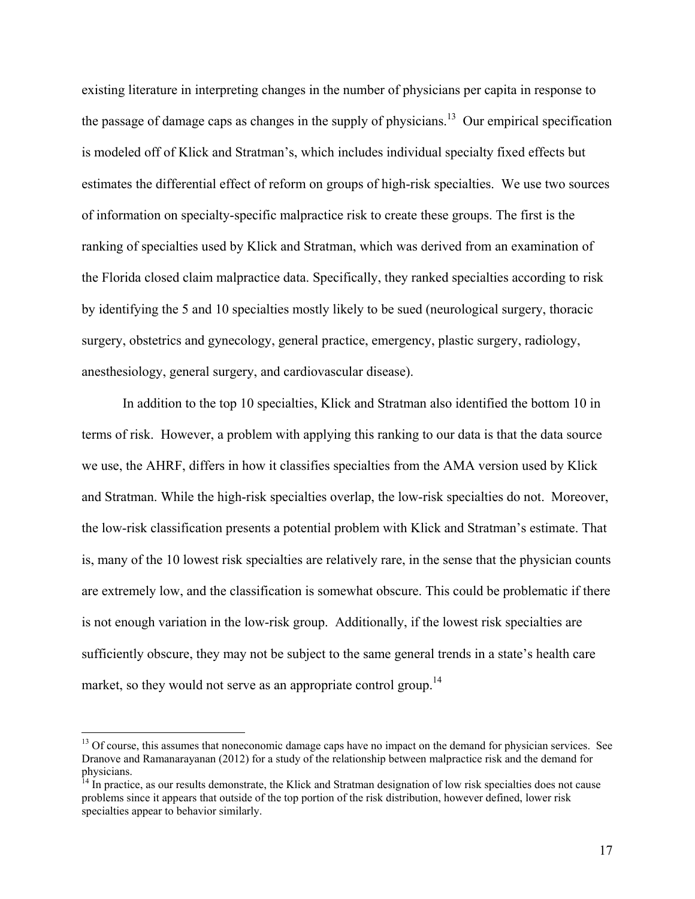existing literature in interpreting changes in the number of physicians per capita in response to the passage of damage caps as changes in the supply of physicians.[13] Our empirical specification is modeled off of Klick and Stratman's, which includes individual specialty fixed effects but estimates the differential effect of reform on groups of high-risk specialties. We use two sources of information on specialty-specific malpractice risk to create these groups. The first is the ranking of specialties used by Klick and Stratman, which was derived from an examination of the Florida closed claim malpractice data. Specifically, they ranked specialties according to risk by identifying the 5 and 10 specialties mostly likely to be sued (neurological surgery, thoracic surgery, obstetrics and gynecology, general practice, emergency, plastic surgery, radiology, anesthesiology, general surgery, and cardiovascular disease).

In addition to the top 10 specialties, Klick and Stratman also identified the bottom 10 in terms of risk. However, a problem with applying this ranking to our data is that the data source we use, the AHRF, differs in how it classifies specialties from the AMA version used by Klick and Stratman. While the high-risk specialties overlap, the low-risk specialties do not. Moreover, the low-risk classification presents a potential problem with Klick and Stratman's estimate. That is, many of the 10 lowest risk specialties are relatively rare, in the sense that the physician counts are extremely low, and the classification is somewhat obscure. This could be problematic if there is not enough variation in the low-risk group. Additionally, if the lowest risk specialties are sufficiently obscure, they may not be subject to the same general trends in a state's health care market, so they would not serve as an appropriate control group.[14]

[13] Of course, this assumes that noneconomic damage caps have no impact on the demand for physician services. See Dranove and Ramanarayanan (2012) for a study of the relationship between malpractice risk and the demand for physicians.

[14] In practice, as our results demonstrate, the Klick and Stratman designation of low risk specialties does not cause problems since it appears that outside of the top portion of the risk distribution, however defined, lower risk specialties appear to behavior similarly.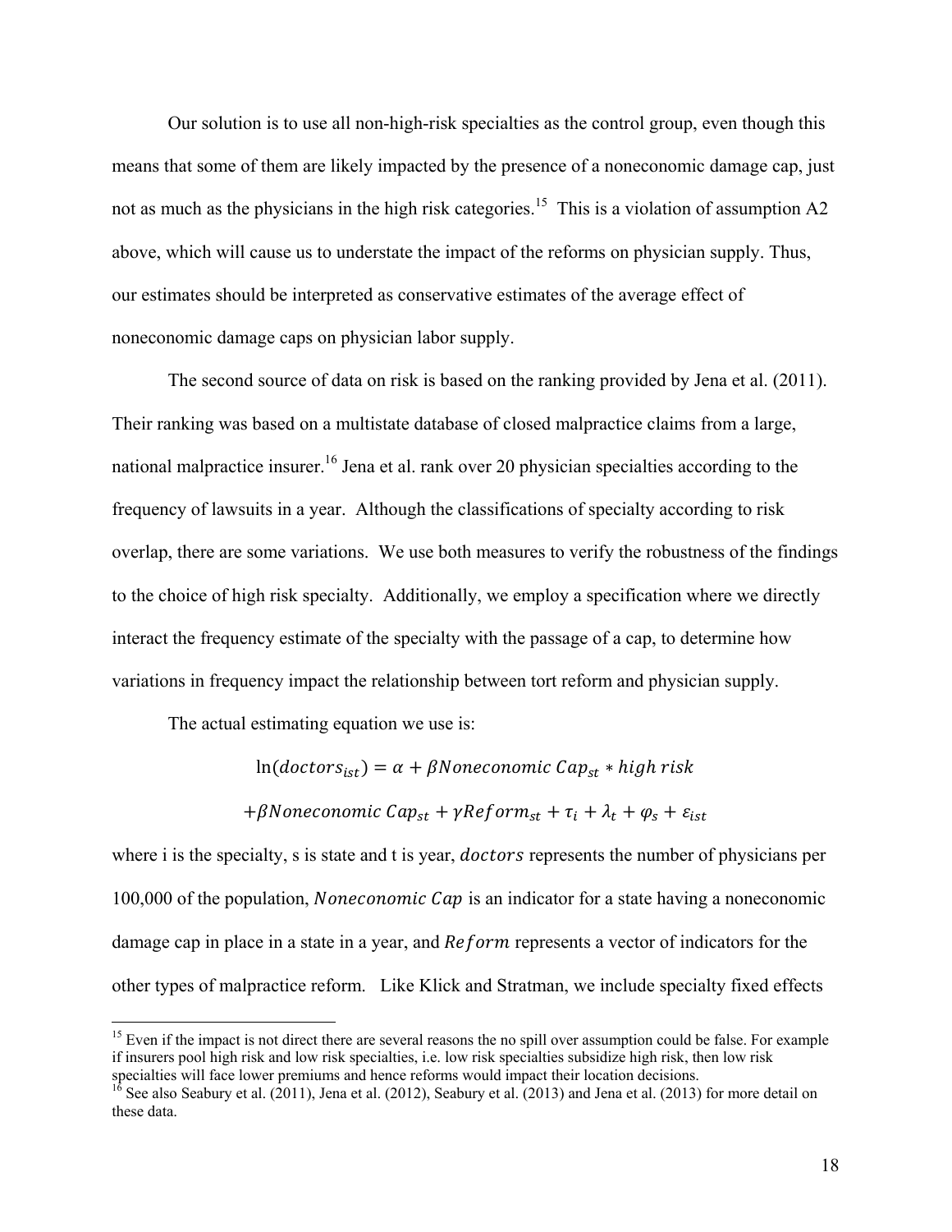Our solution is to use all non-high-risk specialties as the control group, even though this means that some of them are likely impacted by the presence of a noneconomic damage cap, just not as much as the physicians in the high risk categories.[15] This is a violation of assumption A2 above, which will cause us to understate the impact of the reforms on physician supply. Thus, our estimates should be interpreted as conservative estimates of the average effect of noneconomic damage caps on physician labor supply.

The second source of data on risk is based on the ranking provided by Jena et al. (2011). Their ranking was based on a multistate database of closed malpractice claims from a large, national malpractice insurer.[16] Jena et al. rank over 20 physician specialties according to the frequency of lawsuits in a year. Although the classifications of specialty according to risk overlap, there are some variations. We use both measures to verify the robustness of the findings to the choice of high risk specialty. Additionally, we employ a specification where we directly interact the frequency estimate of the specialty with the passage of a cap, to determine how variations in frequency impact the relationship between tort reform and physician supply.

The actual estimating equation we use is:

$$\ln(doctors_{ist}) = \alpha + \beta Noneconomic\ Cap_{st} * high\ risk$$

$$+ \beta Noneconomic\ Cap_{st} + \gamma Reform_{st} + \tau_i + \lambda_t + \varphi_s + \varepsilon_{ist}$$

where i is the specialty, s is state and t is year, $doctors$ represents the number of physicians per 100,000 of the population, $Noneconomic\ Cap$ is an indicator for a state having a noneconomic damage cap in place in a state in a year, and $Reform$ represents a vector of indicators for the other types of malpractice reform. Like Klick and Stratman, we include specialty fixed effects

[15] Even if the impact is not direct there are several reasons the no spill over assumption could be false. For example if insurers pool high risk and low risk specialties, i.e. low risk specialties subsidize high risk, then low risk specialties will face lower premiums and hence reforms would impact their location decisions.

[16] See also Seabury et al. (2011), Jena et al. (2012), Seabury et al. (2013) and Jena et al. (2013) for more detail on these data.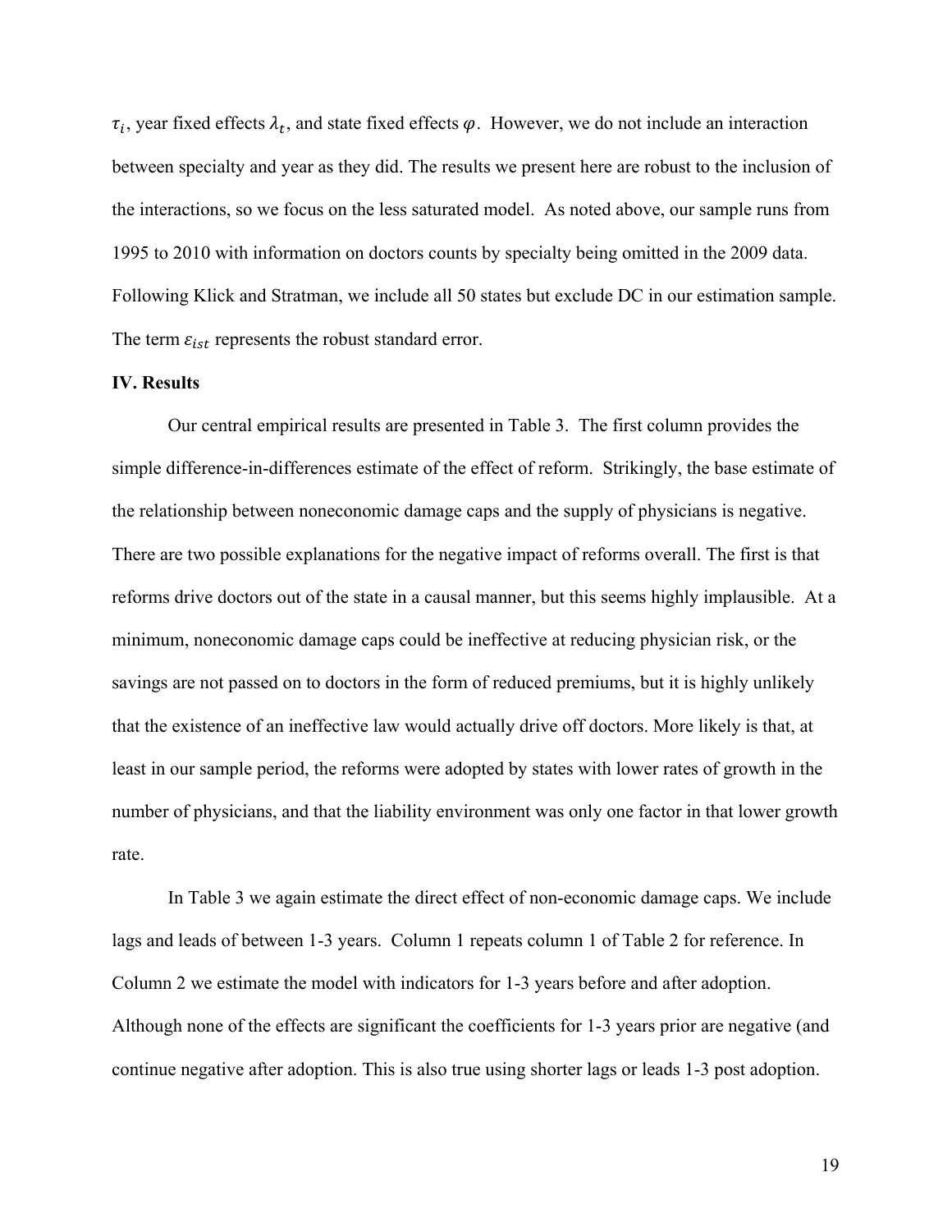$\tau_i$, year fixed effects $\lambda_t$, and state fixed effects $\varphi$. However, we do not include an interaction between specialty and year as they did. The results we present here are robust to the inclusion of the interactions, so we focus on the less saturated model. As noted above, our sample runs from 1995 to 2010 with information on doctors counts by specialty being omitted in the 2009 data. Following Klick and Stratman, we include all 50 states but exclude DC in our estimation sample. The term $\varepsilon_{ist}$ represents the robust standard error.

## IV. Results

Our central empirical results are presented in Table 3. The first column provides the simple difference-in-differences estimate of the effect of reform. Strikingly, the base estimate of the relationship between noneconomic damage caps and the supply of physicians is negative. There are two possible explanations for the negative impact of reforms overall. The first is that reforms drive doctors out of the state in a causal manner, but this seems highly implausible. At a minimum, noneconomic damage caps could be ineffective at reducing physician risk, or the savings are not passed on to doctors in the form of reduced premiums, but it is highly unlikely that the existence of an ineffective law would actually drive off doctors. More likely is that, at least in our sample period, the reforms were adopted by states with lower rates of growth in the number of physicians, and that the liability environment was only one factor in that lower growth rate.

In Table 3 we again estimate the direct effect of non-economic damage caps. We include lags and leads of between 1-3 years. Column 1 repeats column 1 of Table 2 for reference. In Column 2 we estimate the model with indicators for 1-3 years before and after adoption. Although none of the effects are significant the coefficients for 1-3 years prior are negative (and continue negative after adoption. This is also true using shorter lags or leads 1-3 post adoption.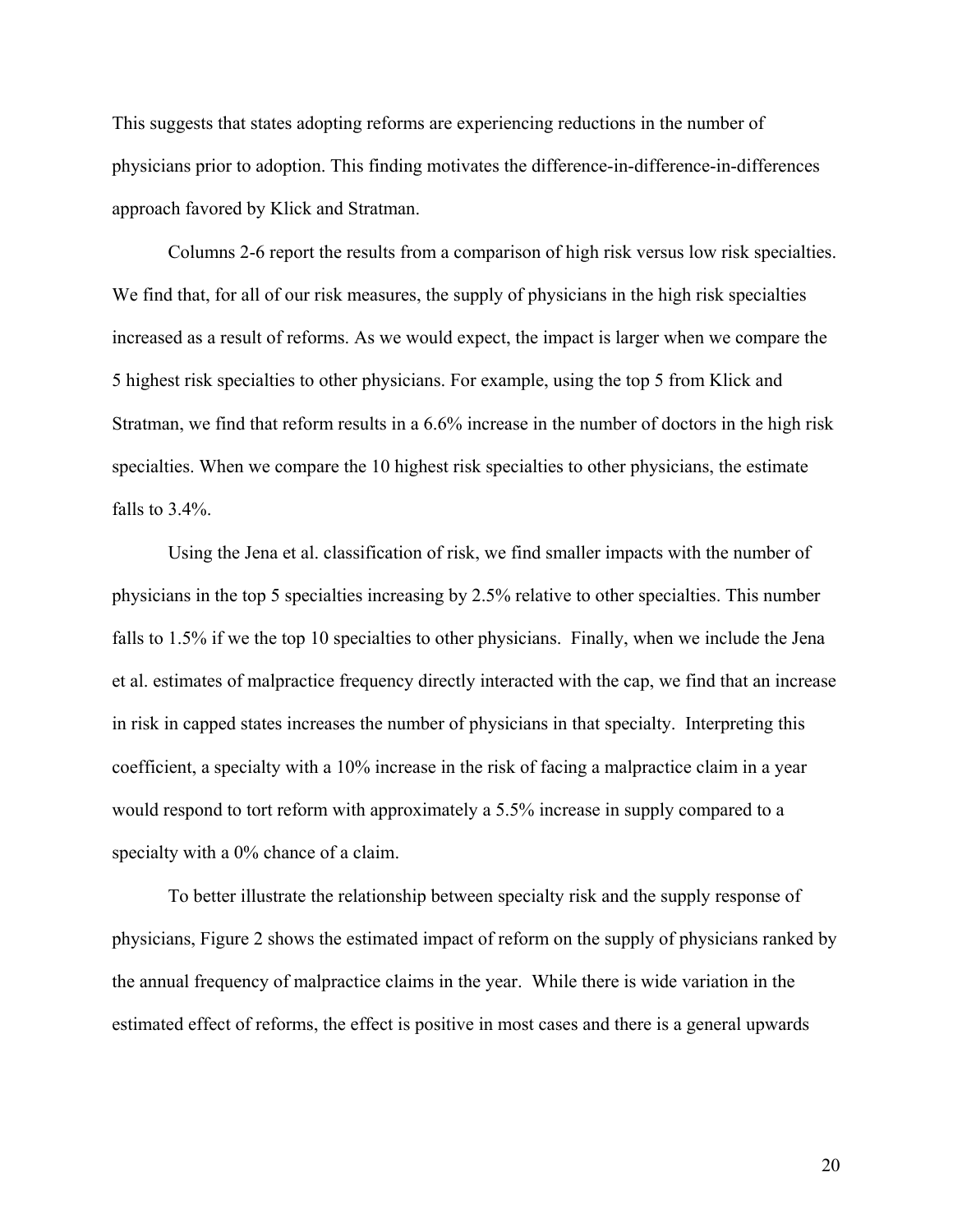This suggests that states adopting reforms are experiencing reductions in the number of physicians prior to adoption. This finding motivates the difference-in-difference-in-differences approach favored by Klick and Stratman.

Columns 2-6 report the results from a comparison of high risk versus low risk specialties. We find that, for all of our risk measures, the supply of physicians in the high risk specialties increased as a result of reforms. As we would expect, the impact is larger when we compare the 5 highest risk specialties to other physicians. For example, using the top 5 from Klick and Stratman, we find that reform results in a 6.6% increase in the number of doctors in the high risk specialties. When we compare the 10 highest risk specialties to other physicians, the estimate falls to 3.4%.

Using the Jena et al. classification of risk, we find smaller impacts with the number of physicians in the top 5 specialties increasing by 2.5% relative to other specialties. This number falls to 1.5% if we the top 10 specialties to other physicians. Finally, when we include the Jena et al. estimates of malpractice frequency directly interacted with the cap, we find that an increase in risk in capped states increases the number of physicians in that specialty. Interpreting this coefficient, a specialty with a 10% increase in the risk of facing a malpractice claim in a year would respond to tort reform with approximately a 5.5% increase in supply compared to a specialty with a 0% chance of a claim.

To better illustrate the relationship between specialty risk and the supply response of physicians, Figure 2 shows the estimated impact of reform on the supply of physicians ranked by the annual frequency of malpractice claims in the year. While there is wide variation in the estimated effect of reforms, the effect is positive in most cases and there is a general upwards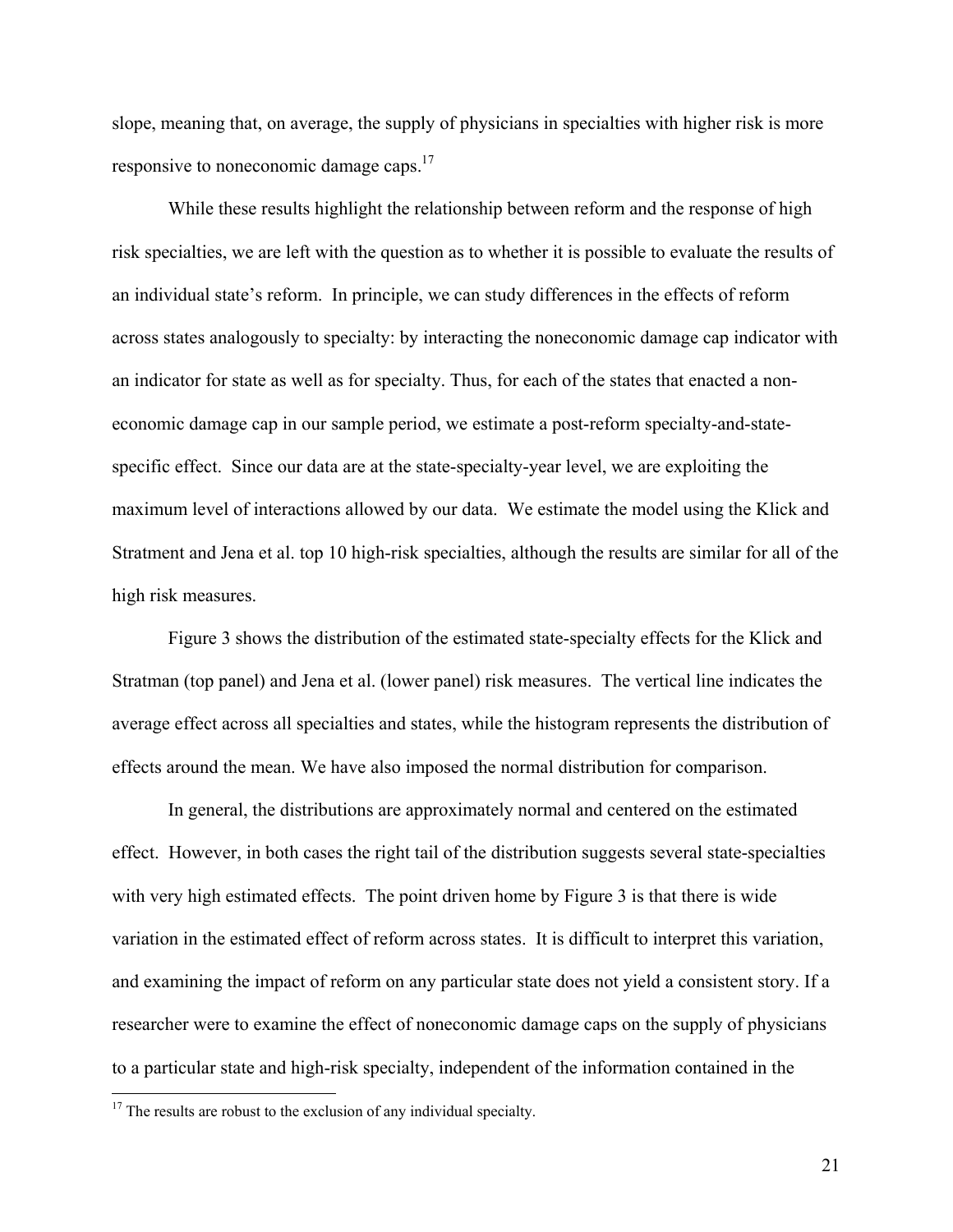slope, meaning that, on average, the supply of physicians in specialties with higher risk is more responsive to noneconomic damage caps.[17]

While these results highlight the relationship between reform and the response of high risk specialties, we are left with the question as to whether it is possible to evaluate the results of an individual state's reform. In principle, we can study differences in the effects of reform across states analogously to specialty: by interacting the noneconomic damage cap indicator with an indicator for state as well as for specialty. Thus, for each of the states that enacted a non-economic damage cap in our sample period, we estimate a post-reform specialty-and-state-specific effect. Since our data are at the state-specialty-year level, we are exploiting the maximum level of interactions allowed by our data. We estimate the model using the Klick and Stratment and Jena et al. top 10 high-risk specialties, although the results are similar for all of the high risk measures.

Figure 3 shows the distribution of the estimated state-specialty effects for the Klick and Stratman (top panel) and Jena et al. (lower panel) risk measures. The vertical line indicates the average effect across all specialties and states, while the histogram represents the distribution of effects around the mean. We have also imposed the normal distribution for comparison.

In general, the distributions are approximately normal and centered on the estimated effect. However, in both cases the right tail of the distribution suggests several state-specialties with very high estimated effects. The point driven home by Figure 3 is that there is wide variation in the estimated effect of reform across states. It is difficult to interpret this variation, and examining the impact of reform on any particular state does not yield a consistent story. If a researcher were to examine the effect of noneconomic damage caps on the supply of physicians to a particular state and high-risk specialty, independent of the information contained in the

[17] The results are robust to the exclusion of any individual specialty.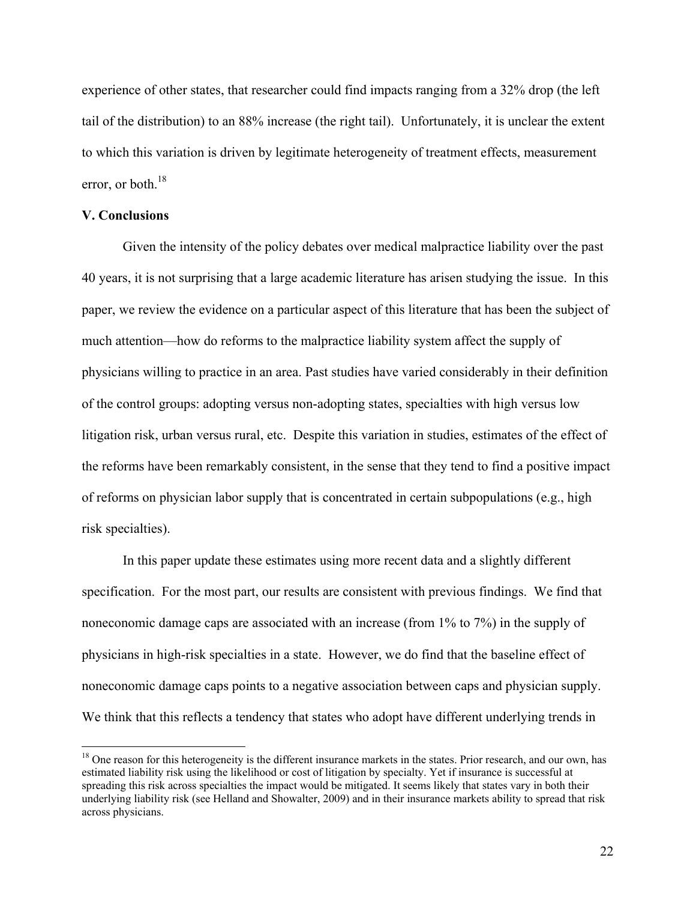experience of other states, that researcher could find impacts ranging from a 32% drop (the left tail of the distribution) to an 88% increase (the right tail). Unfortunately, it is unclear the extent to which this variation is driven by legitimate heterogeneity of treatment effects, measurement error, or both.[18]

## V. Conclusions

Given the intensity of the policy debates over medical malpractice liability over the past 40 years, it is not surprising that a large academic literature has arisen studying the issue. In this paper, we review the evidence on a particular aspect of this literature that has been the subject of much attention—how do reforms to the malpractice liability system affect the supply of physicians willing to practice in an area. Past studies have varied considerably in their definition of the control groups: adopting versus non-adopting states, specialties with high versus low litigation risk, urban versus rural, etc. Despite this variation in studies, estimates of the effect of the reforms have been remarkably consistent, in the sense that they tend to find a positive impact of reforms on physician labor supply that is concentrated in certain subpopulations (e.g., high risk specialties).

In this paper update these estimates using more recent data and a slightly different specification. For the most part, our results are consistent with previous findings. We find that noneconomic damage caps are associated with an increase (from 1% to 7%) in the supply of physicians in high-risk specialties in a state. However, we do find that the baseline effect of noneconomic damage caps points to a negative association between caps and physician supply. We think that this reflects a tendency that states who adopt have different underlying trends in

[18] One reason for this heterogeneity is the different insurance markets in the states. Prior research, and our own, has estimated liability risk using the likelihood or cost of litigation by specialty. Yet if insurance is successful at spreading this risk across specialties the impact would be mitigated. It seems likely that states vary in both their underlying liability risk (see Helland and Showalter, 2009) and in their insurance markets ability to spread that risk across physicians.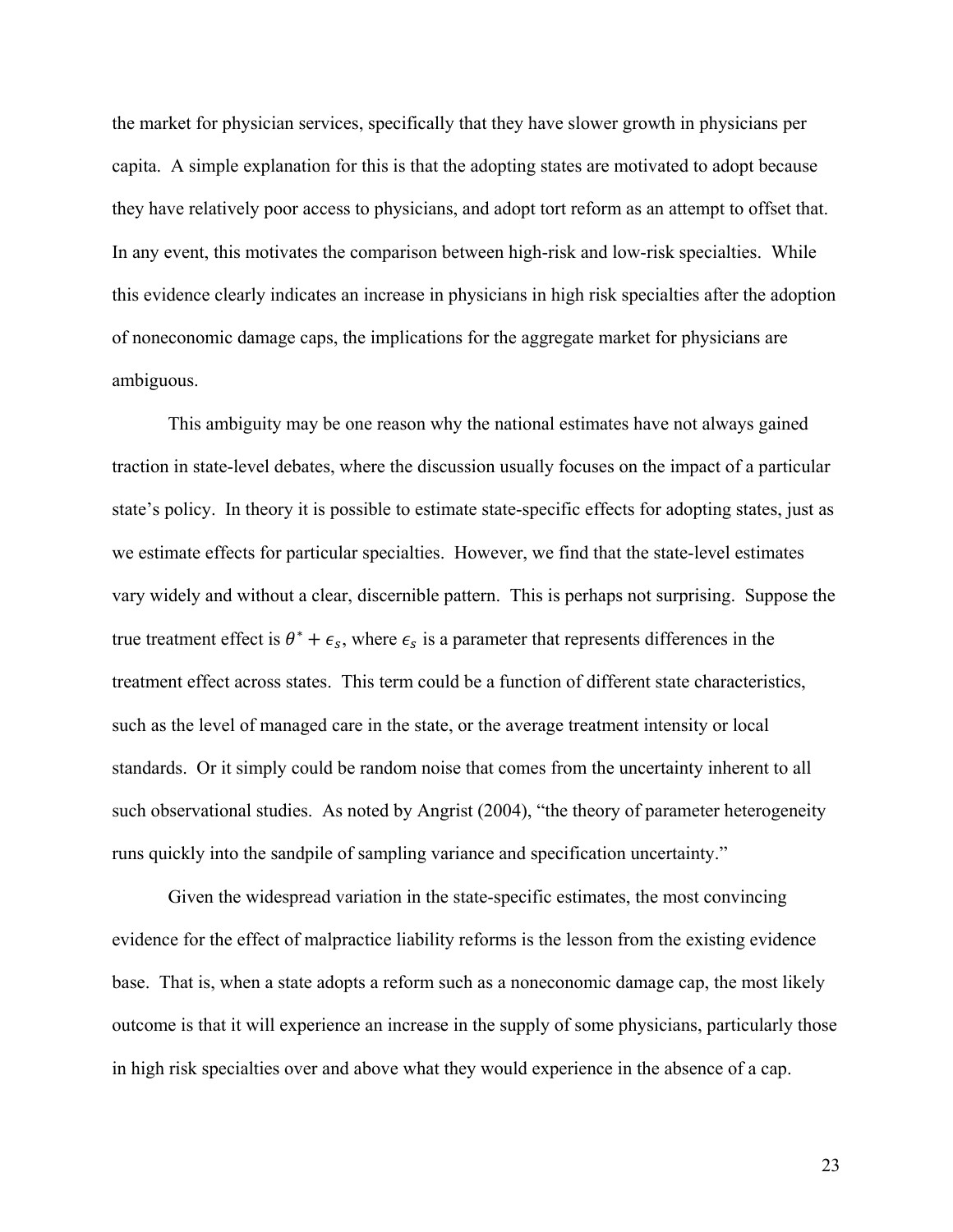the market for physician services, specifically that they have slower growth in physicians per capita. A simple explanation for this is that the adopting states are motivated to adopt because they have relatively poor access to physicians, and adopt tort reform as an attempt to offset that. In any event, this motivates the comparison between high-risk and low-risk specialties. While this evidence clearly indicates an increase in physicians in high risk specialties after the adoption of noneconomic damage caps, the implications for the aggregate market for physicians are ambiguous.

This ambiguity may be one reason why the national estimates have not always gained traction in state-level debates, where the discussion usually focuses on the impact of a particular state's policy. In theory it is possible to estimate state-specific effects for adopting states, just as we estimate effects for particular specialties. However, we find that the state-level estimates vary widely and without a clear, discernible pattern. This is perhaps not surprising. Suppose the true treatment effect is $\theta^* + \epsilon_s$, where $\epsilon_s$ is a parameter that represents differences in the treatment effect across states. This term could be a function of different state characteristics, such as the level of managed care in the state, or the average treatment intensity or local standards. Or it simply could be random noise that comes from the uncertainty inherent to all such observational studies. As noted by Angrist (2004), "the theory of parameter heterogeneity runs quickly into the sandpile of sampling variance and specification uncertainty."

Given the widespread variation in the state-specific estimates, the most convincing evidence for the effect of malpractice liability reforms is the lesson from the existing evidence base. That is, when a state adopts a reform such as a noneconomic damage cap, the most likely outcome is that it will experience an increase in the supply of some physicians, particularly those in high risk specialties over and above what they would experience in the absence of a cap.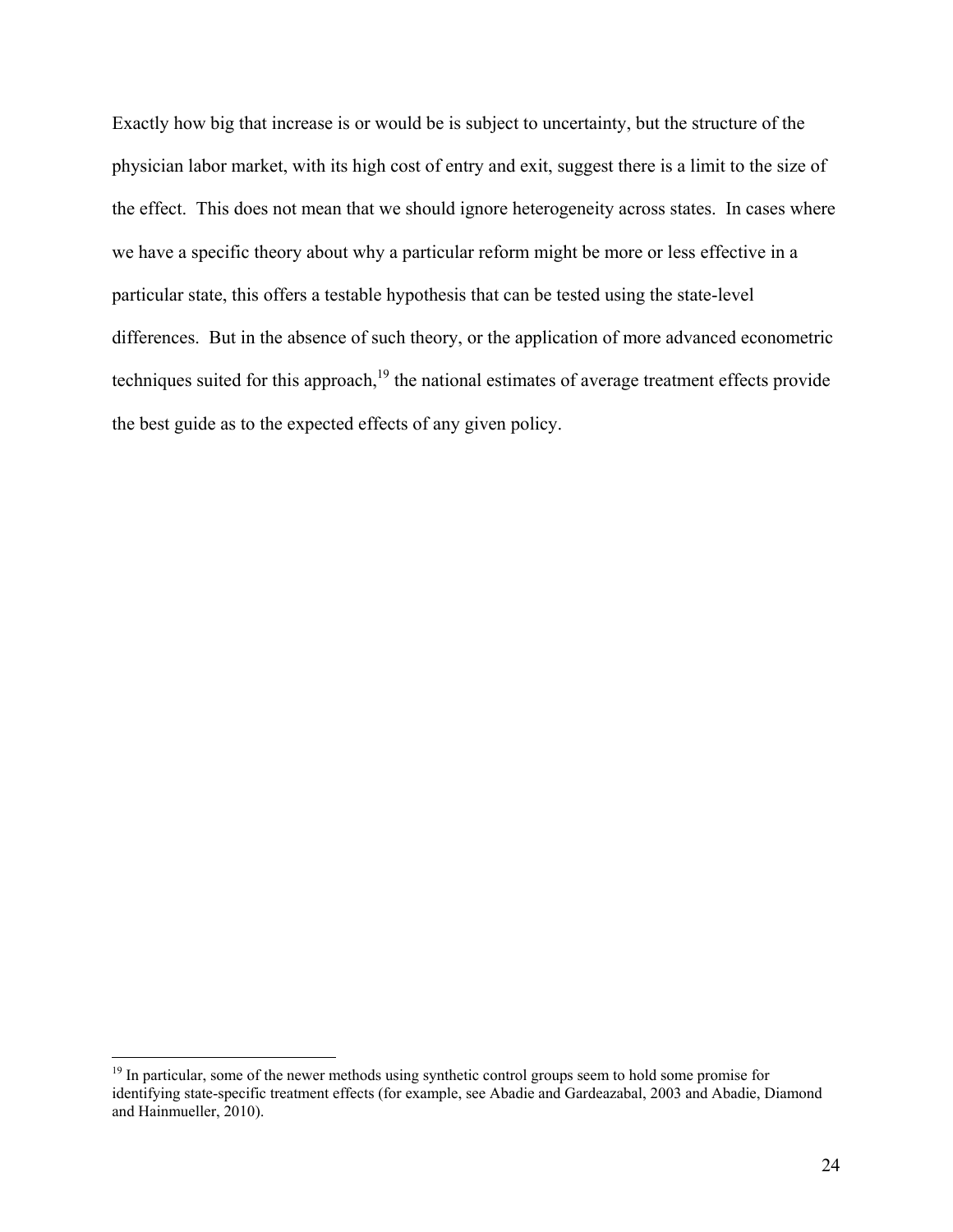Exactly how big that increase is or would be is subject to uncertainty, but the structure of the physician labor market, with its high cost of entry and exit, suggest there is a limit to the size of the effect. This does not mean that we should ignore heterogeneity across states. In cases where we have a specific theory about why a particular reform might be more or less effective in a particular state, this offers a testable hypothesis that can be tested using the state-level differences. But in the absence of such theory, or the application of more advanced econometric techniques suited for this approach,[19] the national estimates of average treatment effects provide the best guide as to the expected effects of any given policy.

[19] In particular, some of the newer methods using synthetic control groups seem to hold some promise for identifying state-specific treatment effects (for example, see Abadie and Gardeazabal, 2003 and Abadie, Diamond and Hainmueller, 2010).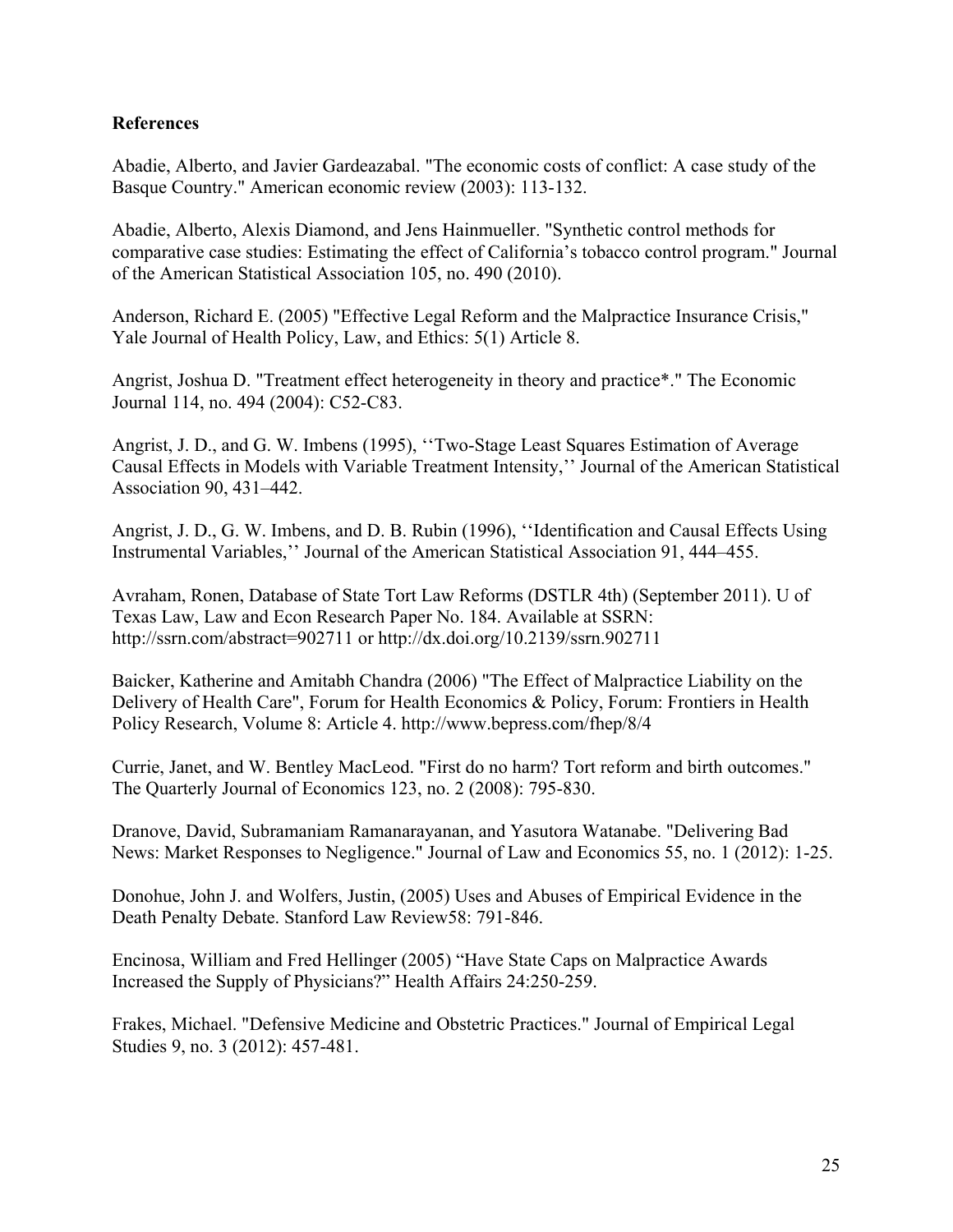**References**

Abadie, Alberto, and Javier Gardeazabal. "The economic costs of conflict: A case study of the Basque Country." American economic review (2003): 113-132.

Abadie, Alberto, Alexis Diamond, and Jens Hainmueller. "Synthetic control methods for comparative case studies: Estimating the effect of California's tobacco control program." Journal of the American Statistical Association 105, no. 490 (2010).

Anderson, Richard E. (2005) "Effective Legal Reform and the Malpractice Insurance Crisis," Yale Journal of Health Policy, Law, and Ethics: 5(1) Article 8.

Angrist, Joshua D. "Treatment effect heterogeneity in theory and practice*." The Economic Journal 114, no. 494 (2004): C52-C83.

Angrist, J. D., and G. W. Imbens (1995), ''Two-Stage Least Squares Estimation of Average Causal Effects in Models with Variable Treatment Intensity,'' Journal of the American Statistical Association 90, 431–442.

Angrist, J. D., G. W. Imbens, and D. B. Rubin (1996), ''Identification and Causal Effects Using Instrumental Variables,'' Journal of the American Statistical Association 91, 444–455.

Avraham, Ronen, Database of State Tort Law Reforms (DSTLR 4th) (September 2011). U of Texas Law, Law and Econ Research Paper No. 184. Available at SSRN: http://ssrn.com/abstract=902711 or http://dx.doi.org/10.2139/ssrn.902711

Baicker, Katherine and Amitabh Chandra (2006) "The Effect of Malpractice Liability on the Delivery of Health Care", Forum for Health Economics & Policy, Forum: Frontiers in Health Policy Research, Volume 8: Article 4. http://www.bepress.com/fhep/8/4

Currie, Janet, and W. Bentley MacLeod. "First do no harm? Tort reform and birth outcomes." The Quarterly Journal of Economics 123, no. 2 (2008): 795-830.

Dranove, David, Subramaniam Ramanarayanan, and Yasutora Watanabe. "Delivering Bad News: Market Responses to Negligence." Journal of Law and Economics 55, no. 1 (2012): 1-25.

Donohue, John J. and Wolfers, Justin, (2005) Uses and Abuses of Empirical Evidence in the Death Penalty Debate. Stanford Law Review58: 791-846.

Encinosa, William and Fred Hellinger (2005) "Have State Caps on Malpractice Awards Increased the Supply of Physicians?" Health Affairs 24:250-259.

Frakes, Michael. "Defensive Medicine and Obstetric Practices." Journal of Empirical Legal Studies 9, no. 3 (2012): 457-481.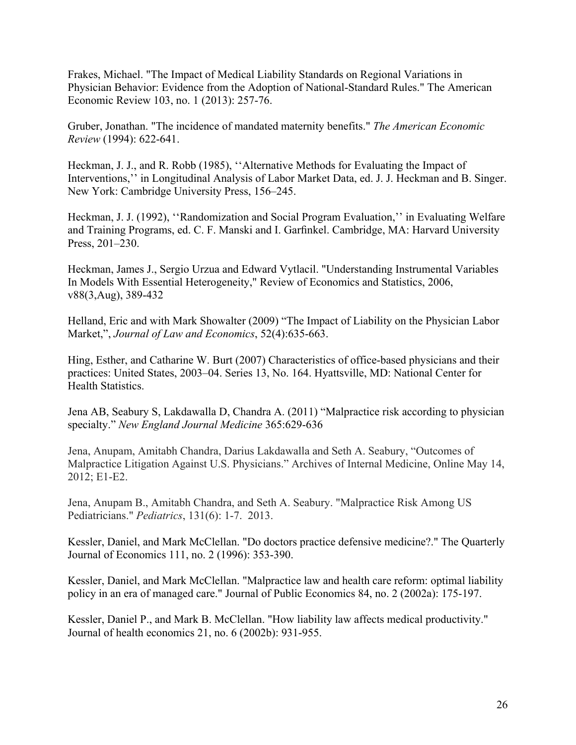Frakes, Michael. "The Impact of Medical Liability Standards on Regional Variations in Physician Behavior: Evidence from the Adoption of National-Standard Rules." The American Economic Review 103, no. 1 (2013): 257-76.

Gruber, Jonathan. "The incidence of mandated maternity benefits." *The American Economic Review* (1994): 622-641.

Heckman, J. J., and R. Robb (1985), ''Alternative Methods for Evaluating the Impact of Interventions,'' in Longitudinal Analysis of Labor Market Data, ed. J. J. Heckman and B. Singer. New York: Cambridge University Press, 156–245.

Heckman, J. J. (1992), ''Randomization and Social Program Evaluation,'' in Evaluating Welfare and Training Programs, ed. C. F. Manski and I. Garfinkel. Cambridge, MA: Harvard University Press, 201–230.

Heckman, James J., Sergio Urzua and Edward Vytlacil. "Understanding Instrumental Variables In Models With Essential Heterogeneity," Review of Economics and Statistics, 2006, v88(3,Aug), 389-432

Helland, Eric and with Mark Showalter (2009) "The Impact of Liability on the Physician Labor Market,", *Journal of Law and Economics*, 52(4):635-663.

Hing, Esther, and Catharine W. Burt (2007) Characteristics of office-based physicians and their practices: United States, 2003–04. Series 13, No. 164. Hyattsville, MD: National Center for Health Statistics.

Jena AB, Seabury S, Lakdawalla D, Chandra A. (2011) "Malpractice risk according to physician specialty." *New England Journal Medicine* 365:629-636

Jena, Anupam, Amitabh Chandra, Darius Lakdawalla and Seth A. Seabury, "Outcomes of Malpractice Litigation Against U.S. Physicians." Archives of Internal Medicine, Online May 14, 2012; E1-E2.

Jena, Anupam B., Amitabh Chandra, and Seth A. Seabury. "Malpractice Risk Among US Pediatricians." *Pediatrics*, 131(6): 1-7. 2013.

Kessler, Daniel, and Mark McClellan. "Do doctors practice defensive medicine?." The Quarterly Journal of Economics 111, no. 2 (1996): 353-390.

Kessler, Daniel, and Mark McClellan. "Malpractice law and health care reform: optimal liability policy in an era of managed care." Journal of Public Economics 84, no. 2 (2002a): 175-197.

Kessler, Daniel P., and Mark B. McClellan. "How liability law affects medical productivity." Journal of health economics 21, no. 6 (2002b): 931-955.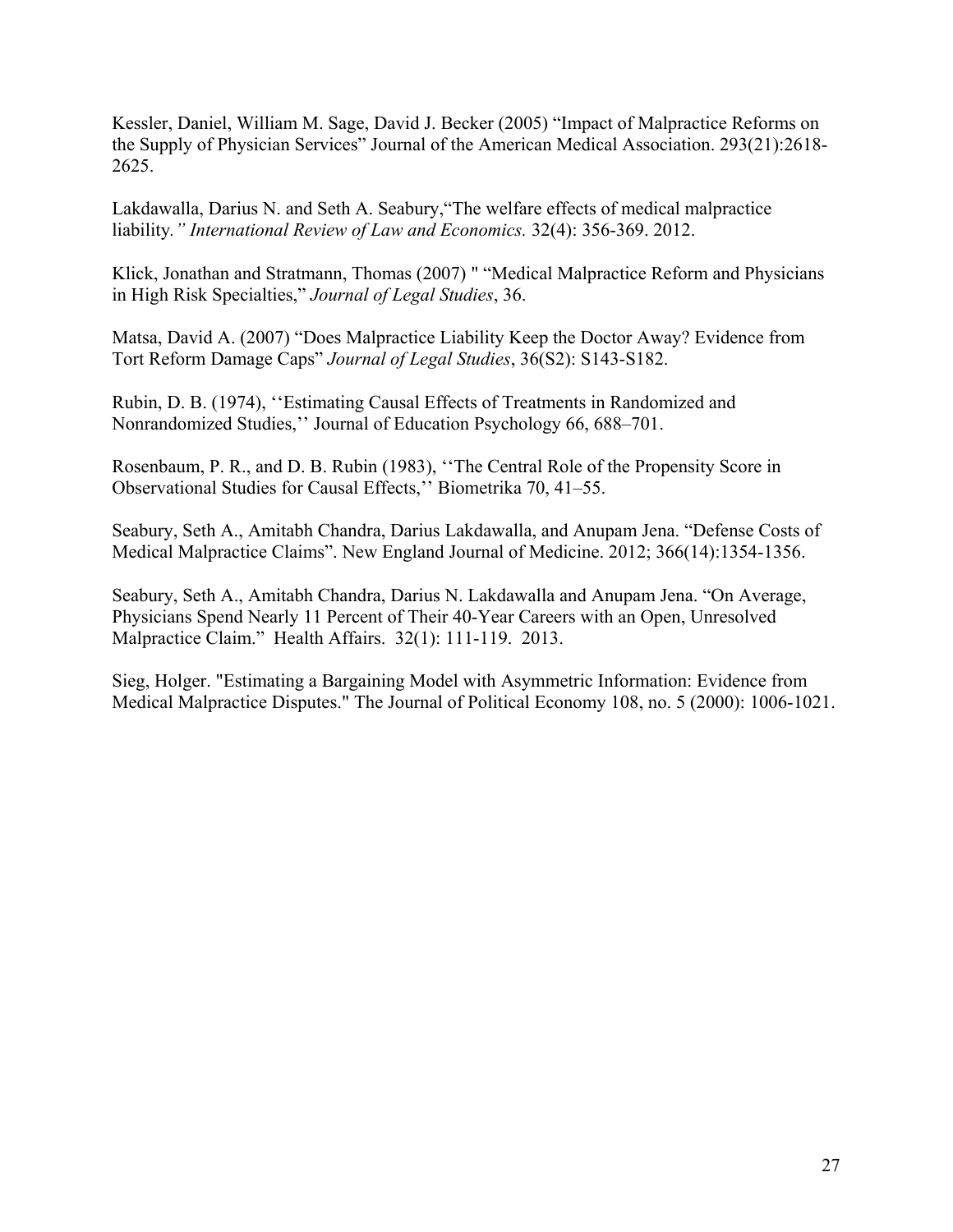Kessler, Daniel, William M. Sage, David J. Becker (2005) "Impact of Malpractice Reforms on the Supply of Physician Services" Journal of the American Medical Association. 293(21):2618-2625.

Lakdawalla, Darius N. and Seth A. Seabury,"The welfare effects of medical malpractice liability*." International Review of Law and Economics.* 32(4): 356-369. 2012.

Klick, Jonathan and Stratmann, Thomas (2007) " "Medical Malpractice Reform and Physicians in High Risk Specialties," *Journal of Legal Studies*, 36.

Matsa, David A. (2007) "Does Malpractice Liability Keep the Doctor Away? Evidence from Tort Reform Damage Caps" *Journal of Legal Studies*, 36(S2): S143-S182.

Rubin, D. B. (1974), ''Estimating Causal Effects of Treatments in Randomized and Nonrandomized Studies,'' Journal of Education Psychology 66, 688–701.

Rosenbaum, P. R., and D. B. Rubin (1983), ''The Central Role of the Propensity Score in Observational Studies for Causal Effects,'' Biometrika 70, 41–55.

Seabury, Seth A., Amitabh Chandra, Darius Lakdawalla, and Anupam Jena. "Defense Costs of Medical Malpractice Claims". New England Journal of Medicine. 2012; 366(14):1354-1356.

Seabury, Seth A., Amitabh Chandra, Darius N. Lakdawalla and Anupam Jena. "On Average, Physicians Spend Nearly 11 Percent of Their 40-Year Careers with an Open, Unresolved Malpractice Claim." Health Affairs. 32(1): 111-119. 2013.

Sieg, Holger. "Estimating a Bargaining Model with Asymmetric Information: Evidence from Medical Malpractice Disputes." The Journal of Political Economy 108, no. 5 (2000): 1006-1021.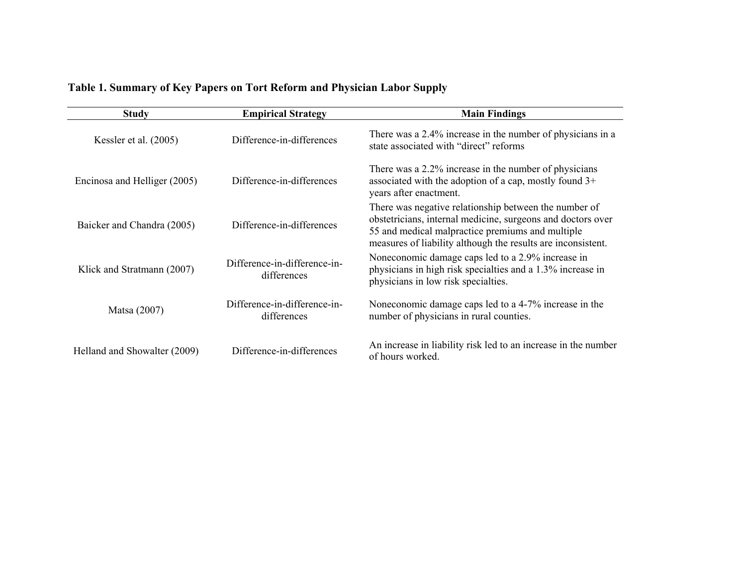**Table 1. Summary of Key Papers on Tort Reform and Physician Labor Supply**

| Study | Empirical Strategy | Main Findings |
| --- | --- | --- |
| Kessler et al. (2005) | Difference-in-differences | There was a 2.4% increase in the number of physicians in a state associated with “direct” reforms |
| Encinosa and Helliger (2005) | Difference-in-differences | There was a 2.2% increase in the number of physicians associated with the adoption of a cap, mostly found 3+ years after enactment. |
| Baicker and Chandra (2005) | Difference-in-differences | There was negative relationship between the number of obstetricians, internal medicine, surgeons and doctors over 55 and medical malpractice premiums and multiple measures of liability although the results are inconsistent. |
| Klick and Stratmann (2007) | Difference-in-difference-in-differences | Noneconomic damage caps led to a 2.9% increase in physicians in high risk specialties and a 1.3% increase in physicians in low risk specialties. |
| Matsa (2007) | Difference-in-difference-in-differences | Noneconomic damage caps led to a 4-7% increase in the number of physicians in rural counties. |
| Helland and Showalter (2009) | Difference-in-differences | An increase in liability risk led to an increase in the number of hours worked. |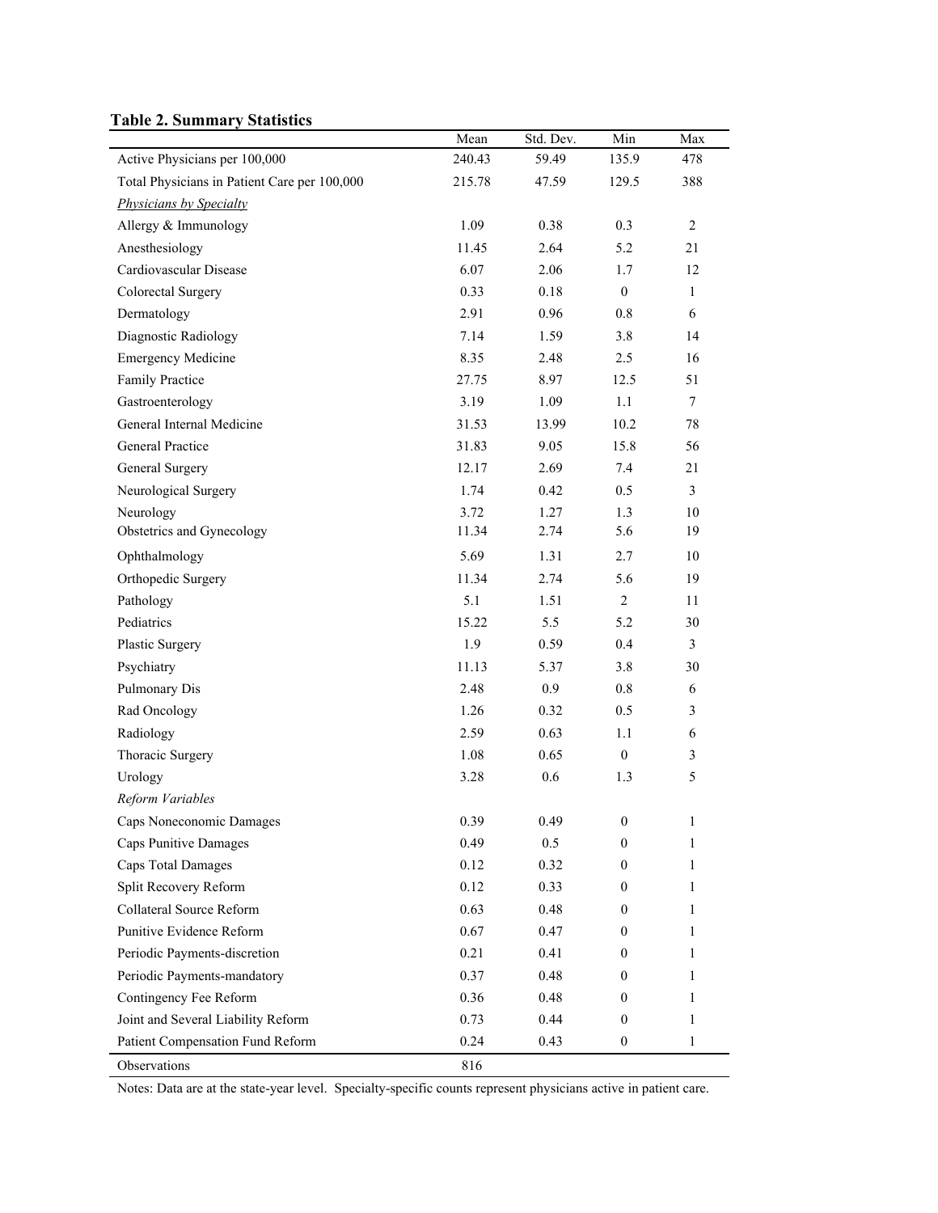**Table 2. Summary Statistics**

| | Mean | Std. Dev. | Min | Max |
|---|---|---|---|---|
| Active Physicians per 100,000 | 240.43 | 59.49 | 135.9 | 478 |
| Total Physicians in Patient Care per 100,000 | 215.78 | 47.59 | 129.5 | 388 |
| *Physicians by Specialty* | | | | |
| Allergy & Immunology | 1.09 | 0.38 | 0.3 | 2 |
| Anesthesiology | 11.45 | 2.64 | 5.2 | 21 |
| Cardiovascular Disease | 6.07 | 2.06 | 1.7 | 12 |
| Colorectal Surgery | 0.33 | 0.18 | 0 | 1 |
| Dermatology | 2.91 | 0.96 | 0.8 | 6 |
| Diagnostic Radiology | 7.14 | 1.59 | 3.8 | 14 |
| Emergency Medicine | 8.35 | 2.48 | 2.5 | 16 |
| Family Practice | 27.75 | 8.97 | 12.5 | 51 |
| Gastroenterology | 3.19 | 1.09 | 1.1 | 7 |
| General Internal Medicine | 31.53 | 13.99 | 10.2 | 78 |
| General Practice | 31.83 | 9.05 | 15.8 | 56 |
| General Surgery | 12.17 | 2.69 | 7.4 | 21 |
| Neurological Surgery | 1.74 | 0.42 | 0.5 | 3 |
| Neurology | 3.72 | 1.27 | 1.3 | 10 |
| Obstetrics and Gynecology | 11.34 | 2.74 | 5.6 | 19 |
| Ophthalmology | 5.69 | 1.31 | 2.7 | 10 |
| Orthopedic Surgery | 11.34 | 2.74 | 5.6 | 19 |
| Pathology | 5.1 | 1.51 | 2 | 11 |
| Pediatrics | 15.22 | 5.5 | 5.2 | 30 |
| Plastic Surgery | 1.9 | 0.59 | 0.4 | 3 |
| Psychiatry | 11.13 | 5.37 | 3.8 | 30 |
| Pulmonary Dis | 2.48 | 0.9 | 0.8 | 6 |
| Rad Oncology | 1.26 | 0.32 | 0.5 | 3 |
| Radiology | 2.59 | 0.63 | 1.1 | 6 |
| Thoracic Surgery | 1.08 | 0.65 | 0 | 3 |
| Urology | 3.28 | 0.6 | 1.3 | 5 |
| *Reform Variables* | | | | |
| Caps Noneconomic Damages | 0.39 | 0.49 | 0 | 1 |
| Caps Punitive Damages | 0.49 | 0.5 | 0 | 1 |
| Caps Total Damages | 0.12 | 0.32 | 0 | 1 |
| Split Recovery Reform | 0.12 | 0.33 | 0 | 1 |
| Collateral Source Reform | 0.63 | 0.48 | 0 | 1 |
| Punitive Evidence Reform | 0.67 | 0.47 | 0 | 1 |
| Periodic Payments-discretion | 0.21 | 0.41 | 0 | 1 |
| Periodic Payments-mandatory | 0.37 | 0.48 | 0 | 1 |
| Contingency Fee Reform | 0.36 | 0.48 | 0 | 1 |
| Joint and Several Liability Reform | 0.73 | 0.44 | 0 | 1 |
| Patient Compensation Fund Reform | 0.24 | 0.43 | 0 | 1 |
| Observations | 816 | | | |

Notes: Data are at the state-year level. Specialty-specific counts represent physicians active in patient care.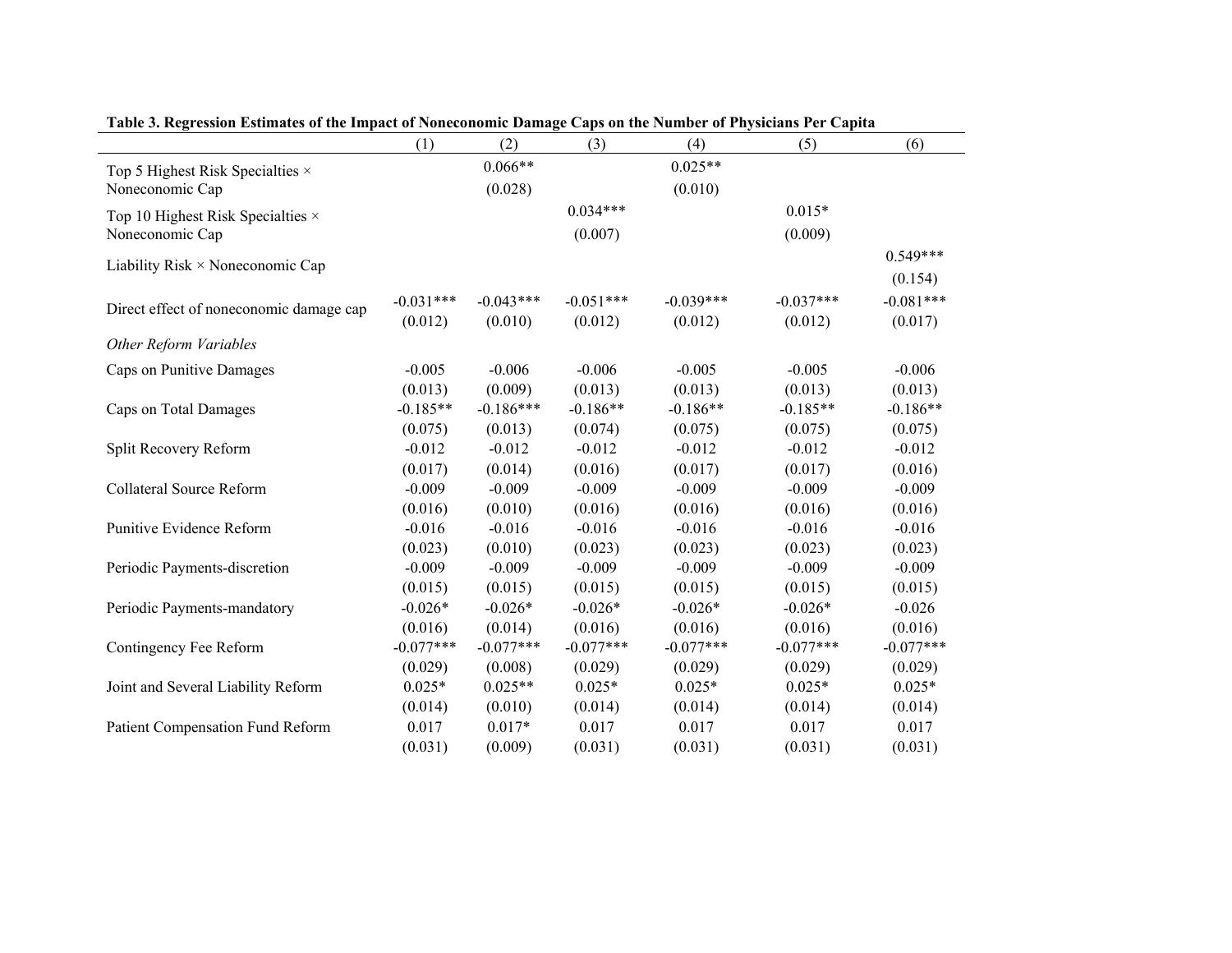**Table 3. Regression Estimates of the Impact of Noneconomic Damage Caps on the Number of Physicians Per Capita**

| | (1) | (2) | (3) | (4) | (5) | (6) |
|---|---|---|---|---|---|---|
| Top 5 Highest Risk Specialties × Noneconomic Cap | | 0.066** | | 0.025** | | |
| | | (0.028) | | (0.010) | | |
| Top 10 Highest Risk Specialties × Noneconomic Cap | | | 0.034*** | | 0.015* | |
| | | | (0.007) | | (0.009) | |
| Liability Risk × Noneconomic Cap | | | | | | 0.549*** |
| | | | | | | (0.154) |
| Direct effect of noneconomic damage cap | -0.031*** | -0.043*** | -0.051*** | -0.039*** | -0.037*** | -0.081*** |
| | (0.012) | (0.010) | (0.012) | (0.012) | (0.012) | (0.017) |
| *Other Reform Variables* | | | | | | |
| Caps on Punitive Damages | -0.005 | -0.006 | -0.006 | -0.005 | -0.005 | -0.006 |
| | (0.013) | (0.009) | (0.013) | (0.013) | (0.013) | (0.013) |
| Caps on Total Damages | -0.185** | -0.186*** | -0.186** | -0.186** | -0.185** | -0.186** |
| | (0.075) | (0.013) | (0.074) | (0.075) | (0.075) | (0.075) |
| Split Recovery Reform | -0.012 | -0.012 | -0.012 | -0.012 | -0.012 | -0.012 |
| | (0.017) | (0.014) | (0.016) | (0.017) | (0.017) | (0.016) |
| Collateral Source Reform | -0.009 | -0.009 | -0.009 | -0.009 | -0.009 | -0.009 |
| | (0.016) | (0.010) | (0.016) | (0.016) | (0.016) | (0.016) |
| Punitive Evidence Reform | -0.016 | -0.016 | -0.016 | -0.016 | -0.016 | -0.016 |
| | (0.023) | (0.010) | (0.023) | (0.023) | (0.023) | (0.023) |
| Periodic Payments-discretion | -0.009 | -0.009 | -0.009 | -0.009 | -0.009 | -0.009 |
| | (0.015) | (0.015) | (0.015) | (0.015) | (0.015) | (0.015) |
| Periodic Payments-mandatory | -0.026* | -0.026* | -0.026* | -0.026* | -0.026* | -0.026 |
| | (0.016) | (0.014) | (0.016) | (0.016) | (0.016) | (0.016) |
| Contingency Fee Reform | -0.077*** | -0.077*** | -0.077*** | -0.077*** | -0.077*** | -0.077*** |
| | (0.029) | (0.008) | (0.029) | (0.029) | (0.029) | (0.029) |
| Joint and Several Liability Reform | 0.025* | 0.025** | 0.025* | 0.025* | 0.025* | 0.025* |
| | (0.014) | (0.010) | (0.014) | (0.014) | (0.014) | (0.014) |
| Patient Compensation Fund Reform | 0.017 | 0.017* | 0.017 | 0.017 | 0.017 | 0.017 |
| | (0.031) | (0.009) | (0.031) | (0.031) | (0.031) | (0.031) |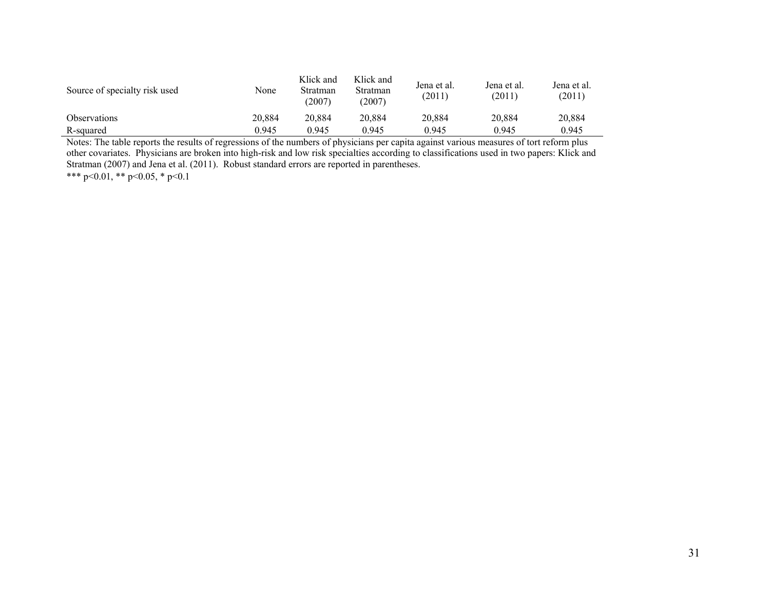| Source of specialty risk used | None | Klick and Stratman (2007) | Klick and Stratman (2007) | Jena et al. (2011) | Jena et al. (2011) | Jena et al. (2011) |
|---|---|---|---|---|---|---|
| Observations | 20,884 | 20,884 | 20,884 | 20,884 | 20,884 | 20,884 |
| R-squared | 0.945 | 0.945 | 0.945 | 0.945 | 0.945 | 0.945 |

Notes: The table reports the results of regressions of the numbers of physicians per capita against various measures of tort reform plus other covariates. Physicians are broken into high-risk and low risk specialties according to classifications used in two papers: Klick and Stratman (2007) and Jena et al. (2011). Robust standard errors are reported in parentheses.

*** $p<0.01$, ** $p<0.05$, * $p<0.1$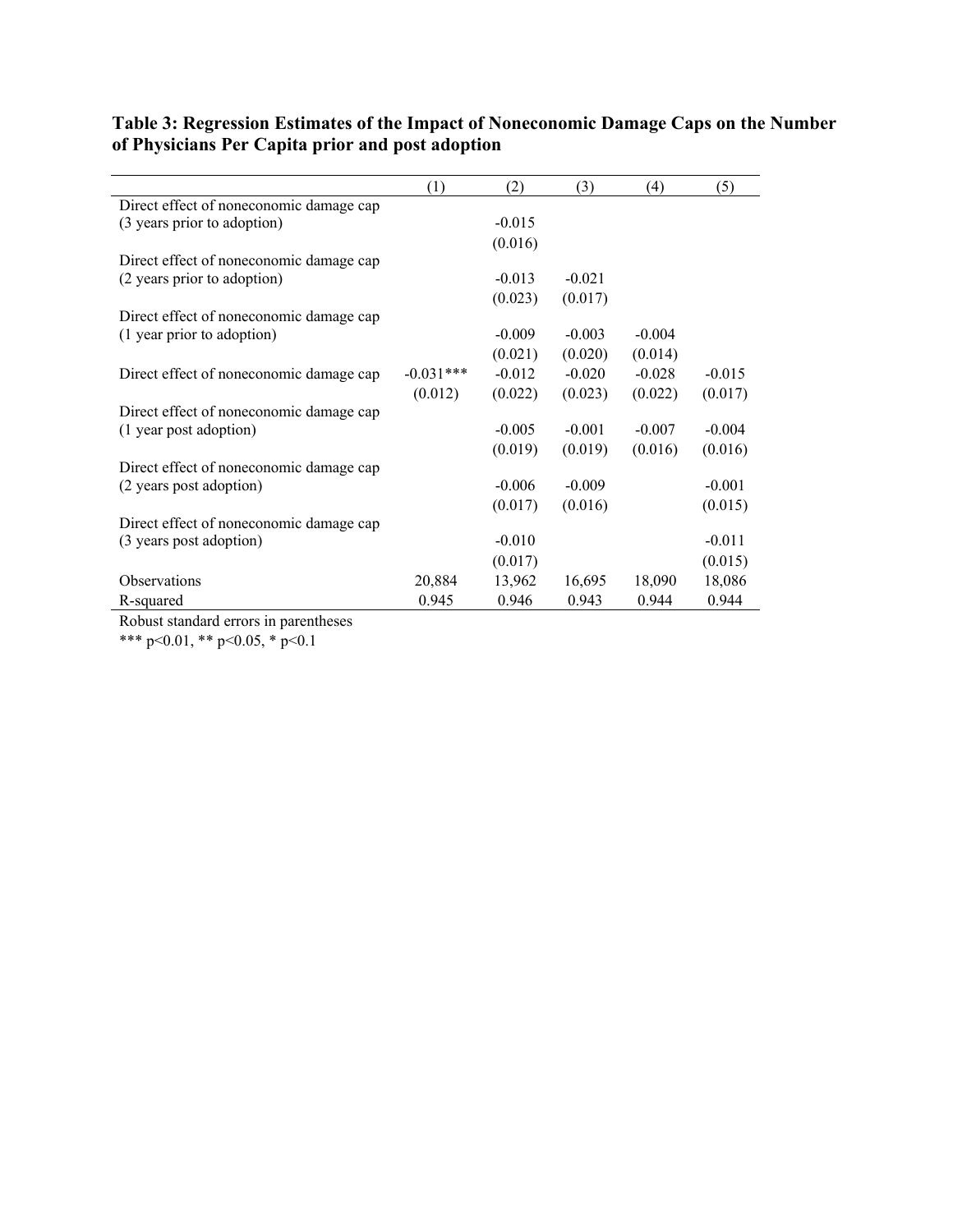**Table 3: Regression Estimates of the Impact of Noneconomic Damage Caps on the Number of Physicians Per Capita prior and post adoption**

| | (1) | (2) | (3) | (4) | (5) |
|---|---|---|---|---|---|
| Direct effect of noneconomic damage cap (3 years prior to adoption) | | -0.015 | | | |
| | | (0.016) | | | |
| Direct effect of noneconomic damage cap (2 years prior to adoption) | | -0.013 | -0.021 | | |
| | | (0.023) | (0.017) | | |
| Direct effect of noneconomic damage cap (1 year prior to adoption) | | -0.009 | -0.003 | -0.004 | |
| | | (0.021) | (0.020) | (0.014) | |
| Direct effect of noneconomic damage cap | -0.031*** | -0.012 | -0.020 | -0.028 | -0.015 |
| | (0.012) | (0.022) | (0.023) | (0.022) | (0.017) |
| Direct effect of noneconomic damage cap (1 year post adoption) | | -0.005 | -0.001 | -0.007 | -0.004 |
| | | (0.019) | (0.019) | (0.016) | (0.016) |
| Direct effect of noneconomic damage cap (2 years post adoption) | | -0.006 | -0.009 | | -0.001 |
| | | (0.017) | (0.016) | | (0.015) |
| Direct effect of noneconomic damage cap (3 years post adoption) | | -0.010 | | | -0.011 |
| | | (0.017) | | | (0.015) |
| Observations | 20,884 | 13,962 | 16,695 | 18,090 | 18,086 |
| R-squared | 0.945 | 0.946 | 0.943 | 0.944 | 0.944 |

Robust standard errors in parentheses

*** p<0.01, ** p<0.05, * p<0.1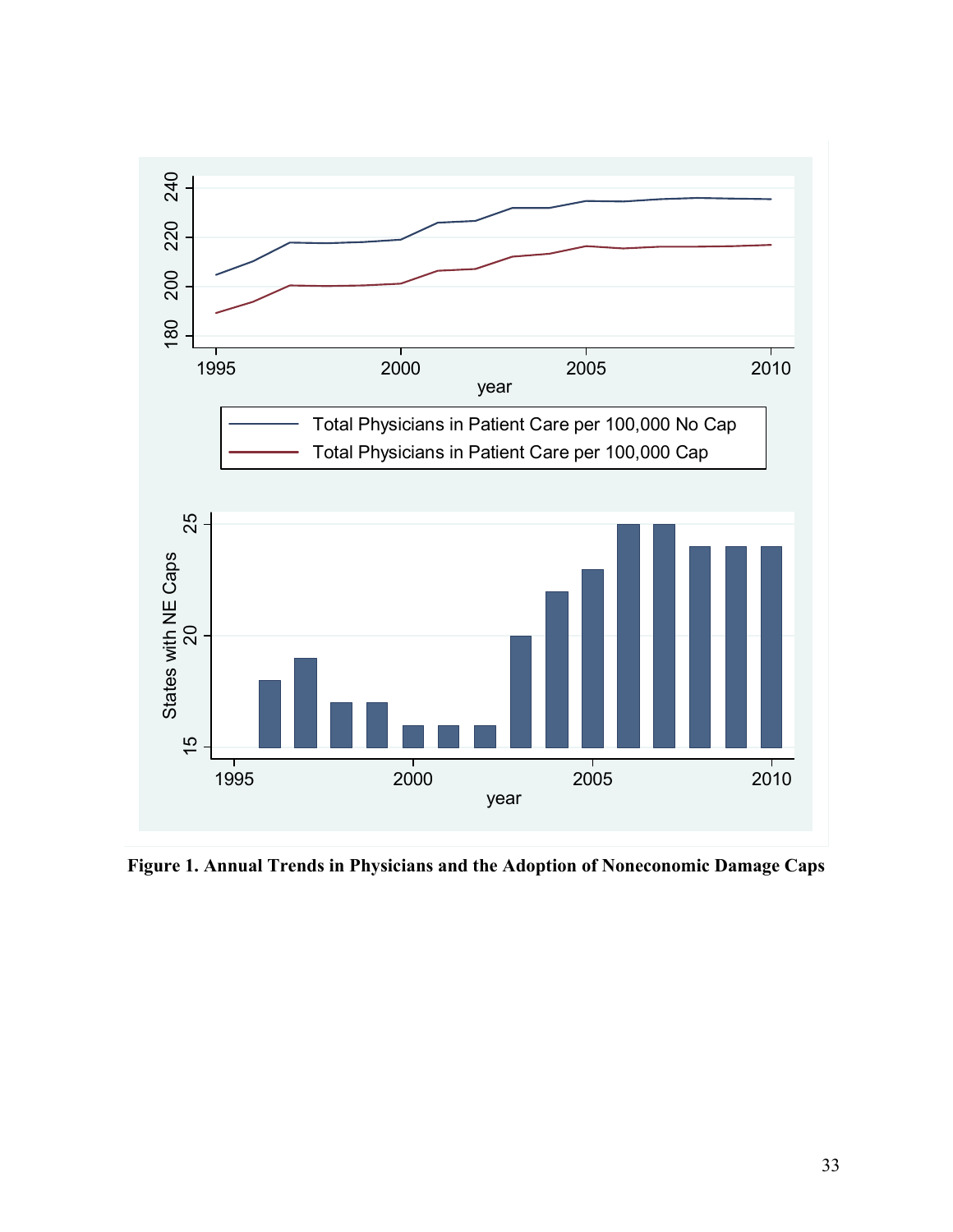**Figure 1. Annual Trends in Physicians and the Adoption of Noneconomic Damage Caps**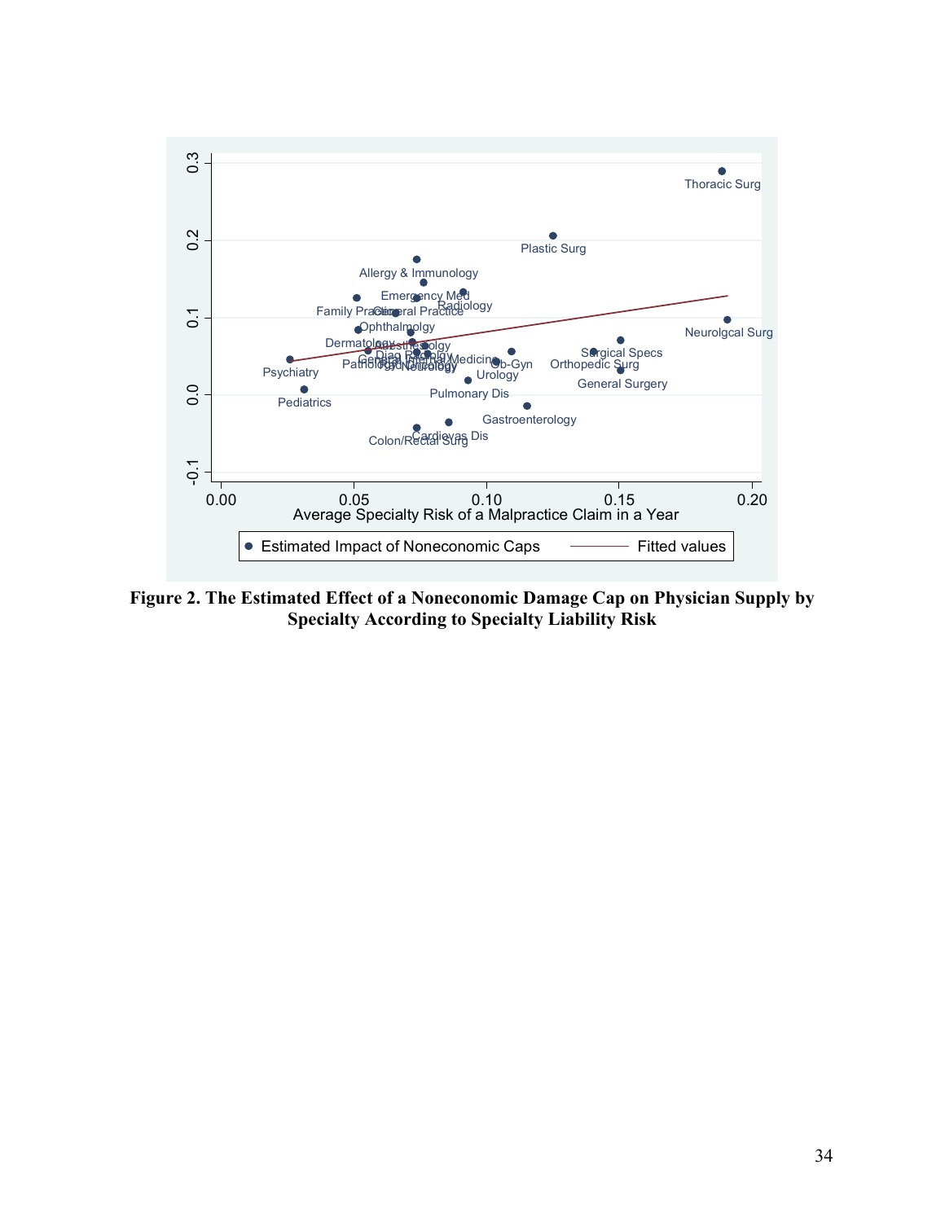**Figure 2. The Estimated Effect of a Noneconomic Damage Cap on Physician Supply by Specialty According to Specialty Liability Risk**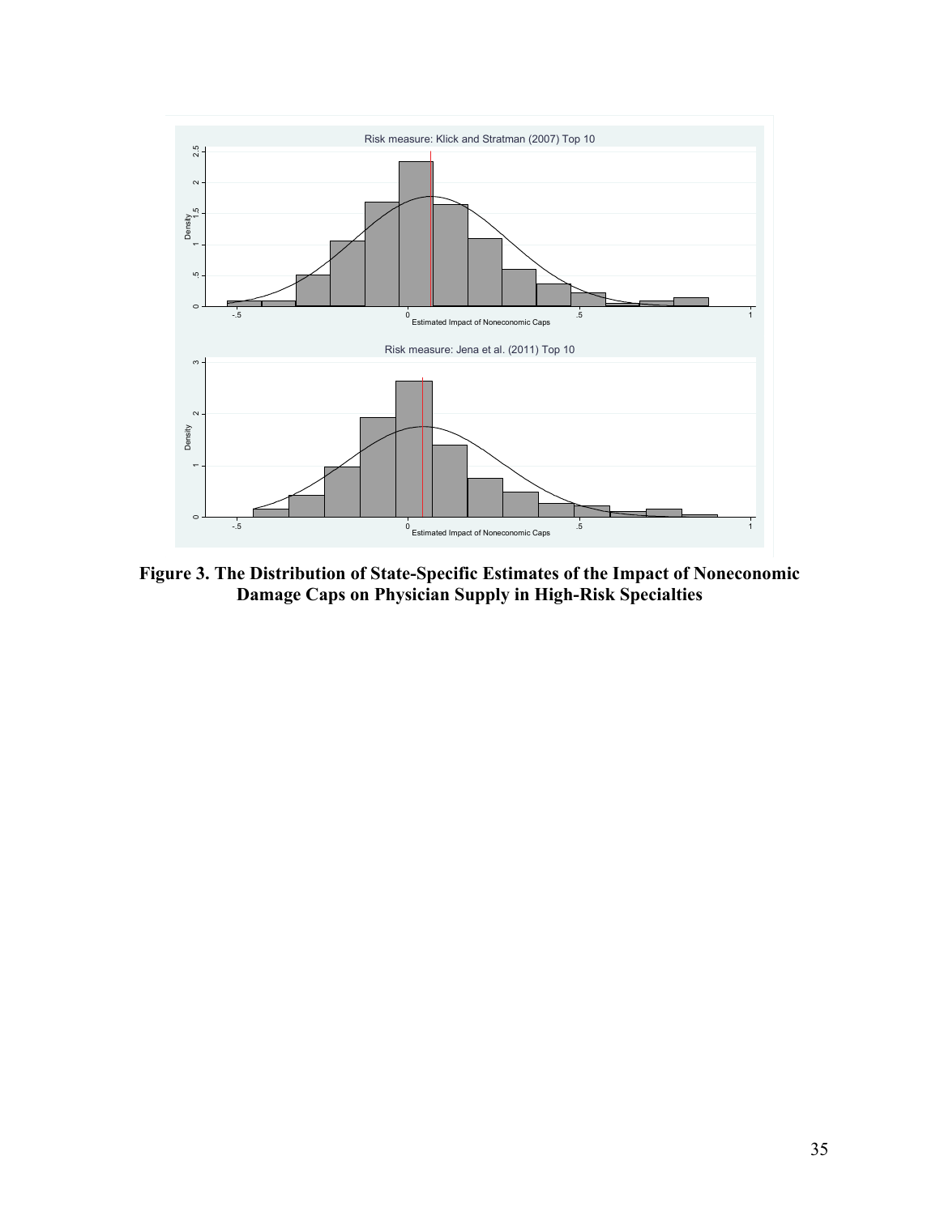Risk measure: Klick and Stratman (2007) Top 10

Density

0 .5 1 1.5 2 2.5

-.5 0 .5 1

Estimated Impact of Noneconomic Caps

Risk measure: Jena et al. (2011) Top 10

Density

0 1 2 3

-.5 0 .5 1

Estimated Impact of Noneconomic Caps

**Figure 3. The Distribution of State-Specific Estimates of the Impact of Noneconomic Damage Caps on Physician Supply in High-Risk Specialties**